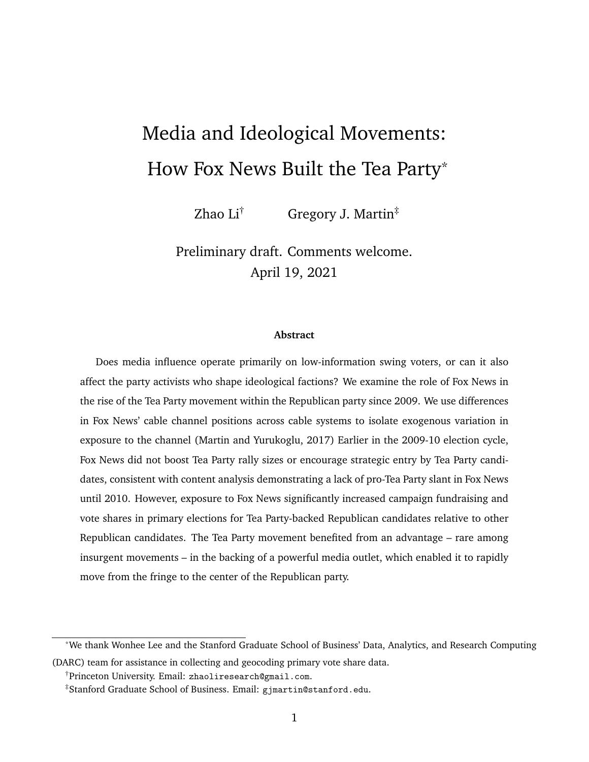# Media and Ideological Movements: How Fox News Built the Tea Party*

Zhao Li[†] Gregory J. Martin[‡]

Preliminary draft. Comments welcome.
April 19, 2021

**Abstract**

Does media influence operate primarily on low-information swing voters, or can it also affect the party activists who shape ideological factions? We examine the role of Fox News in the rise of the Tea Party movement within the Republican party since 2009. We use differences in Fox News' cable channel positions across cable systems to isolate exogenous variation in exposure to the channel (Martin and Yurukoglu, 2017) Earlier in the 2009-10 election cycle, Fox News did not boost Tea Party rally sizes or encourage strategic entry by Tea Party candidates, consistent with content analysis demonstrating a lack of pro-Tea Party slant in Fox News until 2010. However, exposure to Fox News significantly increased campaign fundraising and vote shares in primary elections for Tea Party-backed Republican candidates relative to other Republican candidates. The Tea Party movement benefited from an advantage – rare among insurgent movements – in the backing of a powerful media outlet, which enabled it to rapidly move from the fringe to the center of the Republican party.

---

*We thank Wonhee Lee and the Stanford Graduate School of Business' Data, Analytics, and Research Computing (DARC) team for assistance in collecting and geocoding primary vote share data.

[†]Princeton University. Email: zhaoliresearch@gmail.com.

[‡]Stanford Graduate School of Business. Email: gjmartin@stanford.edu.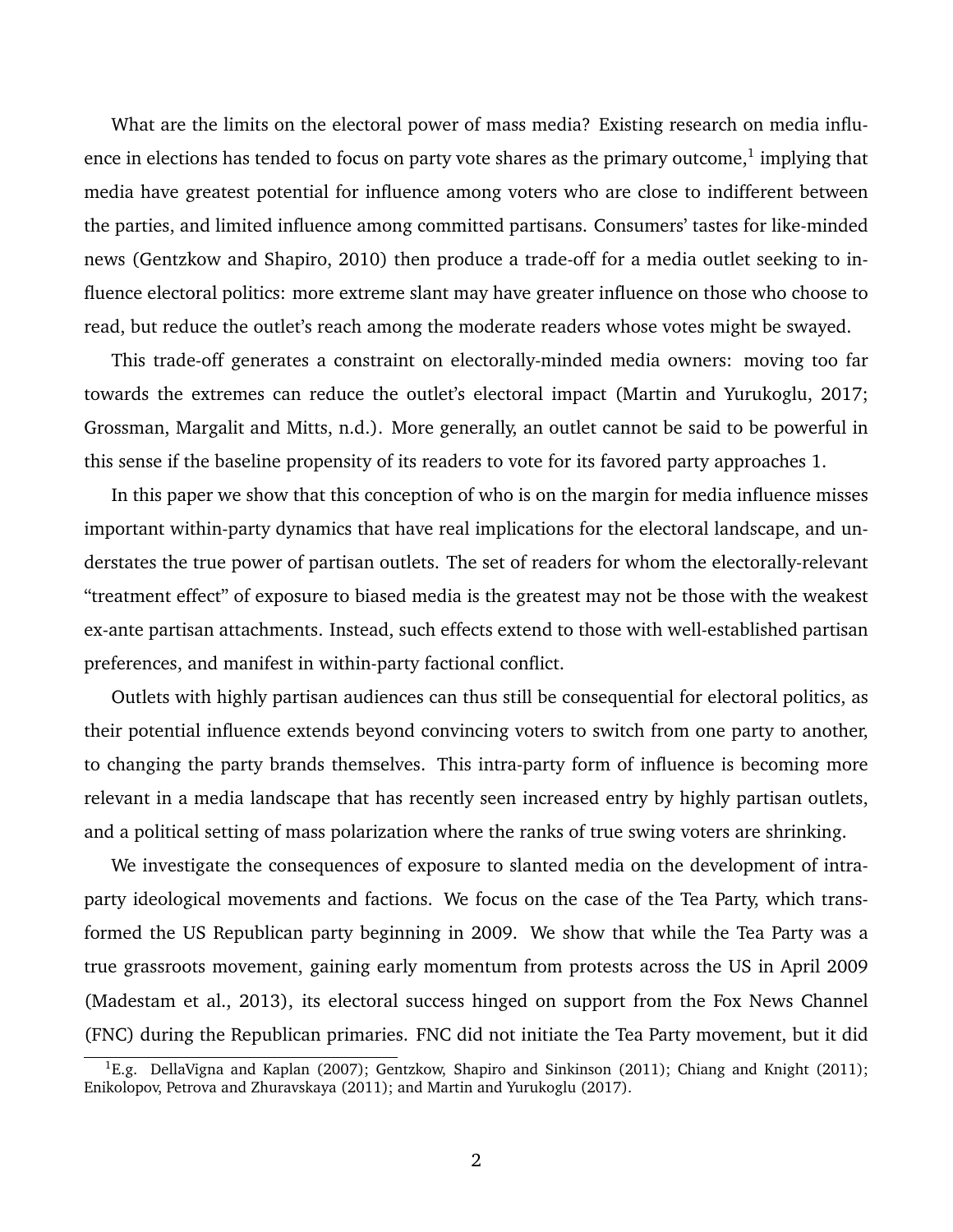What are the limits on the electoral power of mass media? Existing research on media influence in elections has tended to focus on party vote shares as the primary outcome,[1] implying that media have greatest potential for influence among voters who are close to indifferent between the parties, and limited influence among committed partisans. Consumers' tastes for like-minded news (Gentzkow and Shapiro, 2010) then produce a trade-off for a media outlet seeking to influence electoral politics: more extreme slant may have greater influence on those who choose to read, but reduce the outlet's reach among the moderate readers whose votes might be swayed.

This trade-off generates a constraint on electorally-minded media owners: moving too far towards the extremes can reduce the outlet's electoral impact (Martin and Yurukoglu, 2017; Grossman, Margalit and Mitts, n.d.). More generally, an outlet cannot be said to be powerful in this sense if the baseline propensity of its readers to vote for its favored party approaches 1.

In this paper we show that this conception of who is on the margin for media influence misses important within-party dynamics that have real implications for the electoral landscape, and understates the true power of partisan outlets. The set of readers for whom the electorally-relevant "treatment effect" of exposure to biased media is the greatest may not be those with the weakest ex-ante partisan attachments. Instead, such effects extend to those with well-established partisan preferences, and manifest in within-party factional conflict.

Outlets with highly partisan audiences can thus still be consequential for electoral politics, as their potential influence extends beyond convincing voters to switch from one party to another, to changing the party brands themselves. This intra-party form of influence is becoming more relevant in a media landscape that has recently seen increased entry by highly partisan outlets, and a political setting of mass polarization where the ranks of true swing voters are shrinking.

We investigate the consequences of exposure to slanted media on the development of intra-party ideological movements and factions. We focus on the case of the Tea Party, which transformed the US Republican party beginning in 2009. We show that while the Tea Party was a true grassroots movement, gaining early momentum from protests across the US in April 2009 (Madestam et al., 2013), its electoral success hinged on support from the Fox News Channel (FNC) during the Republican primaries. FNC did not initiate the Tea Party movement, but it did

[1] E.g. DellaVigna and Kaplan (2007); Gentzkow, Shapiro and Sinkinson (2011); Chiang and Knight (2011); Enikolopov, Petrova and Zhuravskaya (2011); and Martin and Yurukoglu (2017).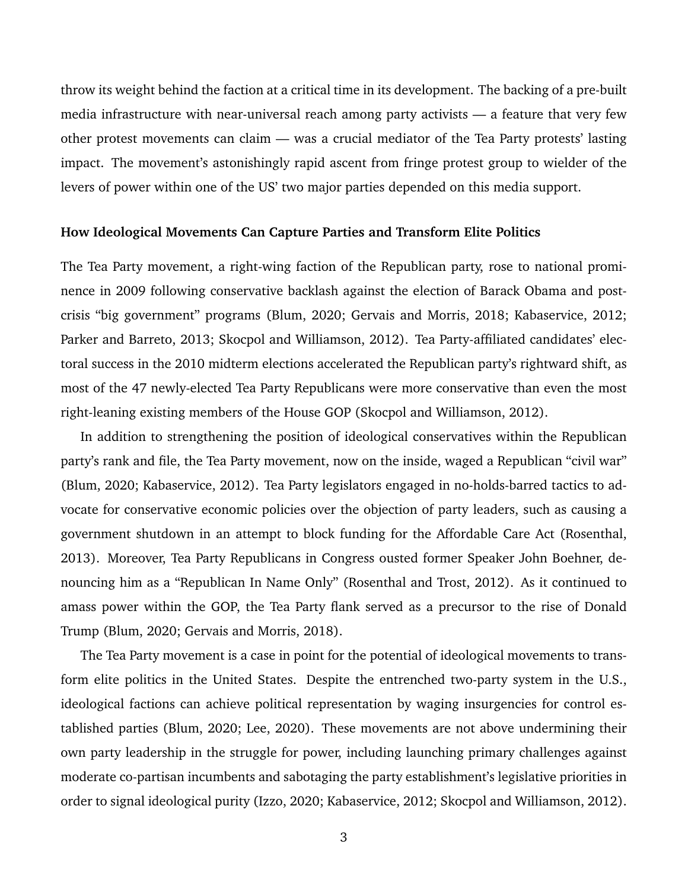throw its weight behind the faction at a critical time in its development. The backing of a pre-built media infrastructure with near-universal reach among party activists — a feature that very few other protest movements can claim — was a crucial mediator of the Tea Party protests' lasting impact. The movement's astonishingly rapid ascent from fringe protest group to wielder of the levers of power within one of the US' two major parties depended on this media support.

**How Ideological Movements Can Capture Parties and Transform Elite Politics**

The Tea Party movement, a right-wing faction of the Republican party, rose to national prominence in 2009 following conservative backlash against the election of Barack Obama and post-crisis "big government" programs (Blum, 2020; Gervais and Morris, 2018; Kabaservice, 2012; Parker and Barreto, 2013; Skocpol and Williamson, 2012). Tea Party-affiliated candidates' electoral success in the 2010 midterm elections accelerated the Republican party's rightward shift, as most of the 47 newly-elected Tea Party Republicans were more conservative than even the most right-leaning existing members of the House GOP (Skocpol and Williamson, 2012).

In addition to strengthening the position of ideological conservatives within the Republican party's rank and file, the Tea Party movement, now on the inside, waged a Republican "civil war" (Blum, 2020; Kabaservice, 2012). Tea Party legislators engaged in no-holds-barred tactics to advocate for conservative economic policies over the objection of party leaders, such as causing a government shutdown in an attempt to block funding for the Affordable Care Act (Rosenthal, 2013). Moreover, Tea Party Republicans in Congress ousted former Speaker John Boehner, denouncing him as a "Republican In Name Only" (Rosenthal and Trost, 2012). As it continued to amass power within the GOP, the Tea Party flank served as a precursor to the rise of Donald Trump (Blum, 2020; Gervais and Morris, 2018).

The Tea Party movement is a case in point for the potential of ideological movements to transform elite politics in the United States. Despite the entrenched two-party system in the U.S., ideological factions can achieve political representation by waging insurgencies for control established parties (Blum, 2020; Lee, 2020). These movements are not above undermining their own party leadership in the struggle for power, including launching primary challenges against moderate co-partisan incumbents and sabotaging the party establishment's legislative priorities in order to signal ideological purity (Izzo, 2020; Kabaservice, 2012; Skocpol and Williamson, 2012).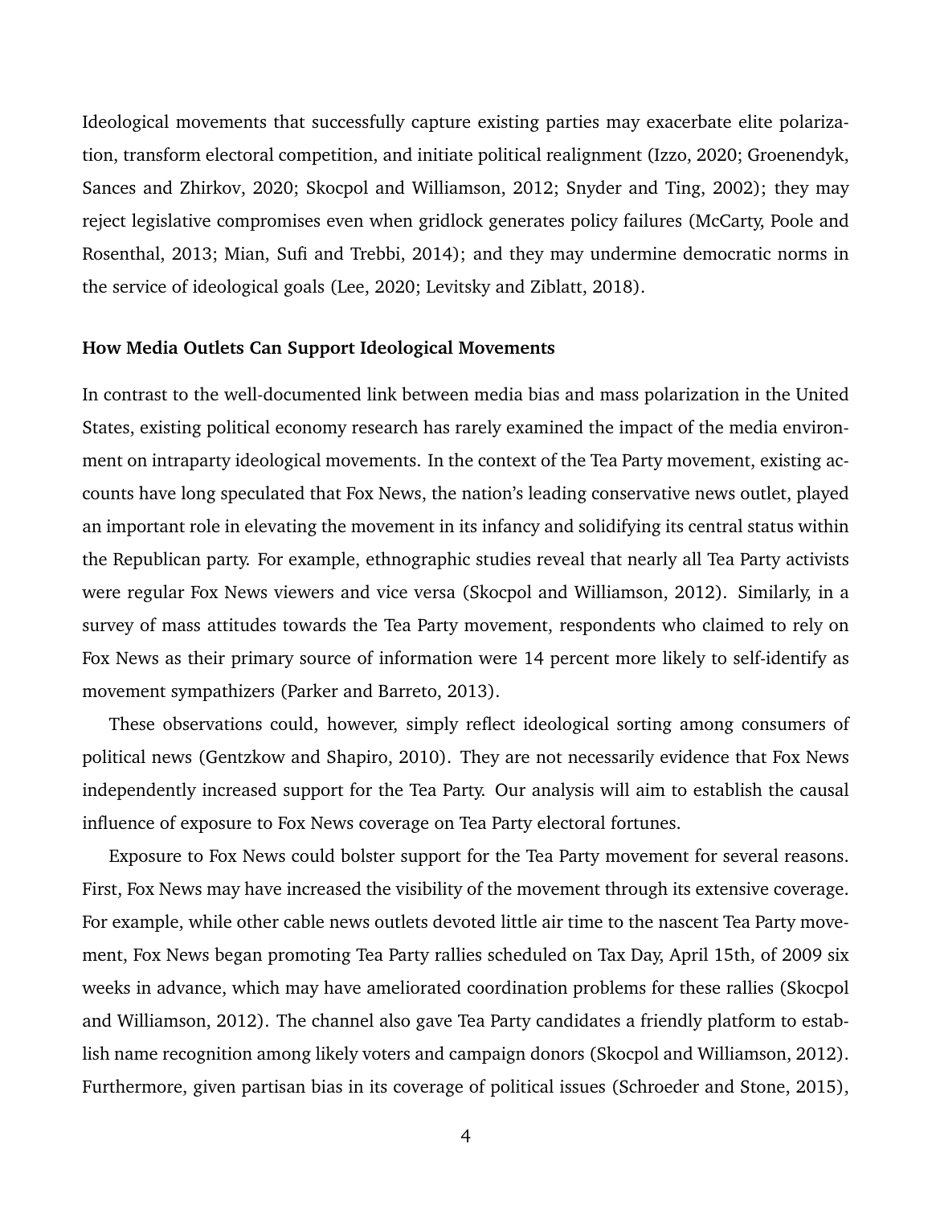Ideological movements that successfully capture existing parties may exacerbate elite polarization, transform electoral competition, and initiate political realignment (Izzo, 2020; Groenendyk, Sances and Zhirkov, 2020; Skocpol and Williamson, 2012; Snyder and Ting, 2002); they may reject legislative compromises even when gridlock generates policy failures (McCarty, Poole and Rosenthal, 2013; Mian, Sufi and Trebbi, 2014); and they may undermine democratic norms in the service of ideological goals (Lee, 2020; Levitsky and Ziblatt, 2018).

### How Media Outlets Can Support Ideological Movements

In contrast to the well-documented link between media bias and mass polarization in the United States, existing political economy research has rarely examined the impact of the media environment on intraparty ideological movements. In the context of the Tea Party movement, existing accounts have long speculated that Fox News, the nation's leading conservative news outlet, played an important role in elevating the movement in its infancy and solidifying its central status within the Republican party. For example, ethnographic studies reveal that nearly all Tea Party activists were regular Fox News viewers and vice versa (Skocpol and Williamson, 2012). Similarly, in a survey of mass attitudes towards the Tea Party movement, respondents who claimed to rely on Fox News as their primary source of information were 14 percent more likely to self-identify as movement sympathizers (Parker and Barreto, 2013).

These observations could, however, simply reflect ideological sorting among consumers of political news (Gentzkow and Shapiro, 2010). They are not necessarily evidence that Fox News independently increased support for the Tea Party. Our analysis will aim to establish the causal influence of exposure to Fox News coverage on Tea Party electoral fortunes.

Exposure to Fox News could bolster support for the Tea Party movement for several reasons. First, Fox News may have increased the visibility of the movement through its extensive coverage. For example, while other cable news outlets devoted little air time to the nascent Tea Party movement, Fox News began promoting Tea Party rallies scheduled on Tax Day, April 15th, of 2009 six weeks in advance, which may have ameliorated coordination problems for these rallies (Skocpol and Williamson, 2012). The channel also gave Tea Party candidates a friendly platform to establish name recognition among likely voters and campaign donors (Skocpol and Williamson, 2012). Furthermore, given partisan bias in its coverage of political issues (Schroeder and Stone, 2015),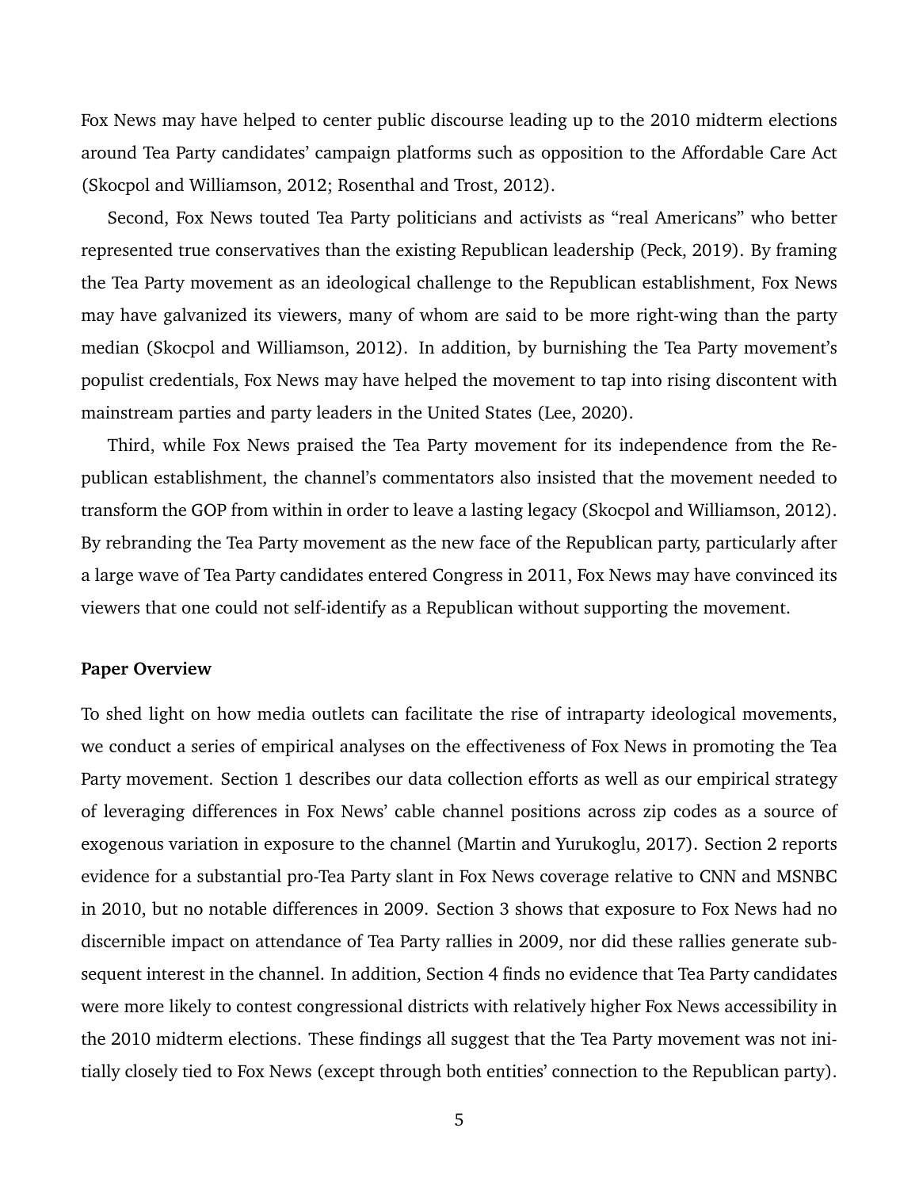Fox News may have helped to center public discourse leading up to the 2010 midterm elections around Tea Party candidates' campaign platforms such as opposition to the Affordable Care Act (Skocpol and Williamson, 2012; Rosenthal and Trost, 2012).

Second, Fox News touted Tea Party politicians and activists as "real Americans" who better represented true conservatives than the existing Republican leadership (Peck, 2019). By framing the Tea Party movement as an ideological challenge to the Republican establishment, Fox News may have galvanized its viewers, many of whom are said to be more right-wing than the party median (Skocpol and Williamson, 2012). In addition, by burnishing the Tea Party movement's populist credentials, Fox News may have helped the movement to tap into rising discontent with mainstream parties and party leaders in the United States (Lee, 2020).

Third, while Fox News praised the Tea Party movement for its independence from the Republican establishment, the channel's commentators also insisted that the movement needed to transform the GOP from within in order to leave a lasting legacy (Skocpol and Williamson, 2012). By rebranding the Tea Party movement as the new face of the Republican party, particularly after a large wave of Tea Party candidates entered Congress in 2011, Fox News may have convinced its viewers that one could not self-identify as a Republican without supporting the movement.

**Paper Overview**

To shed light on how media outlets can facilitate the rise of intraparty ideological movements, we conduct a series of empirical analyses on the effectiveness of Fox News in promoting the Tea Party movement. Section 1 describes our data collection efforts as well as our empirical strategy of leveraging differences in Fox News' cable channel positions across zip codes as a source of exogenous variation in exposure to the channel (Martin and Yurukoglu, 2017). Section 2 reports evidence for a substantial pro-Tea Party slant in Fox News coverage relative to CNN and MSNBC in 2010, but no notable differences in 2009. Section 3 shows that exposure to Fox News had no discernible impact on attendance of Tea Party rallies in 2009, nor did these rallies generate subsequent interest in the channel. In addition, Section 4 finds no evidence that Tea Party candidates were more likely to contest congressional districts with relatively higher Fox News accessibility in the 2010 midterm elections. These findings all suggest that the Tea Party movement was not initially closely tied to Fox News (except through both entities' connection to the Republican party).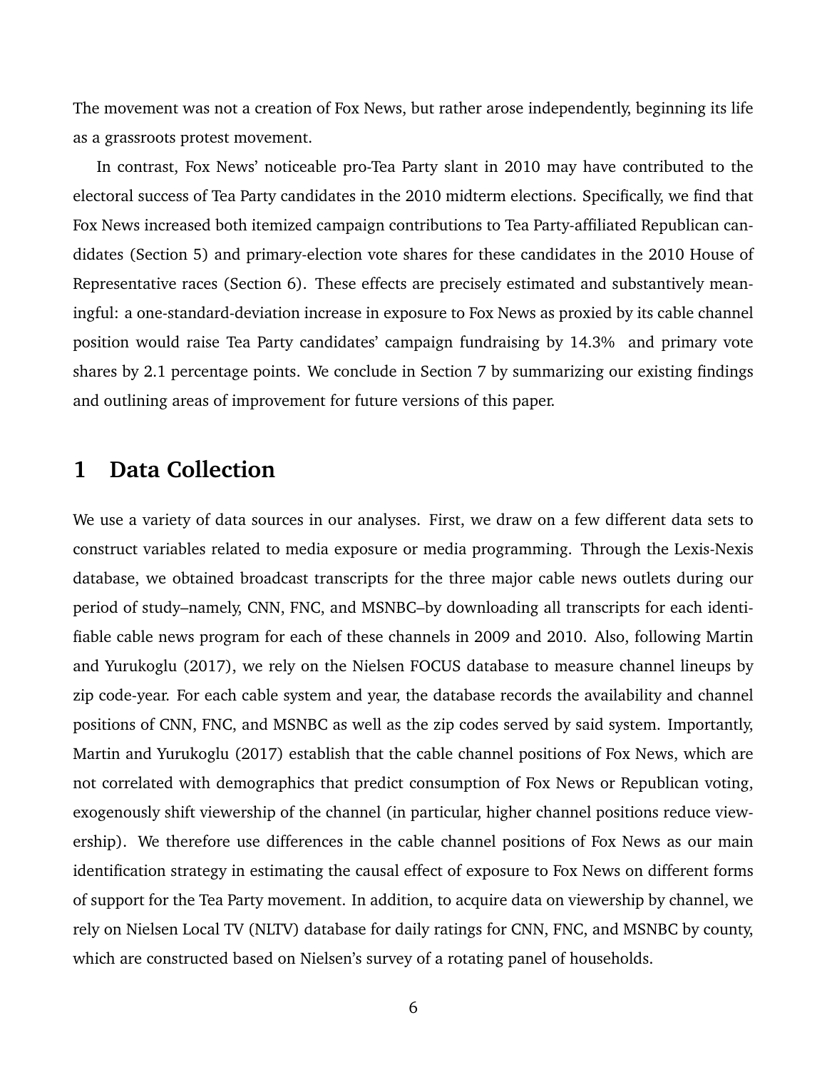The movement was not a creation of Fox News, but rather arose independently, beginning its life as a grassroots protest movement.

In contrast, Fox News' noticeable pro-Tea Party slant in 2010 may have contributed to the electoral success of Tea Party candidates in the 2010 midterm elections. Specifically, we find that Fox News increased both itemized campaign contributions to Tea Party-affiliated Republican candidates (Section 5) and primary-election vote shares for these candidates in the 2010 House of Representative races (Section 6). These effects are precisely estimated and substantively meaningful: a one-standard-deviation increase in exposure to Fox News as proxied by its cable channel position would raise Tea Party candidates' campaign fundraising by 14.3% and primary vote shares by 2.1 percentage points. We conclude in Section 7 by summarizing our existing findings and outlining areas of improvement for future versions of this paper.

# 1 Data Collection

We use a variety of data sources in our analyses. First, we draw on a few different data sets to construct variables related to media exposure or media programming. Through the Lexis-Nexis database, we obtained broadcast transcripts for the three major cable news outlets during our period of study–namely, CNN, FNC, and MSNBC–by downloading all transcripts for each identifiable cable news program for each of these channels in 2009 and 2010. Also, following Martin and Yurukoglu (2017), we rely on the Nielsen FOCUS database to measure channel lineups by zip code-year. For each cable system and year, the database records the availability and channel positions of CNN, FNC, and MSNBC as well as the zip codes served by said system. Importantly, Martin and Yurukoglu (2017) establish that the cable channel positions of Fox News, which are not correlated with demographics that predict consumption of Fox News or Republican voting, exogenously shift viewership of the channel (in particular, higher channel positions reduce viewership). We therefore use differences in the cable channel positions of Fox News as our main identification strategy in estimating the causal effect of exposure to Fox News on different forms of support for the Tea Party movement. In addition, to acquire data on viewership by channel, we rely on Nielsen Local TV (NLTV) database for daily ratings for CNN, FNC, and MSNBC by county, which are constructed based on Nielsen's survey of a rotating panel of households.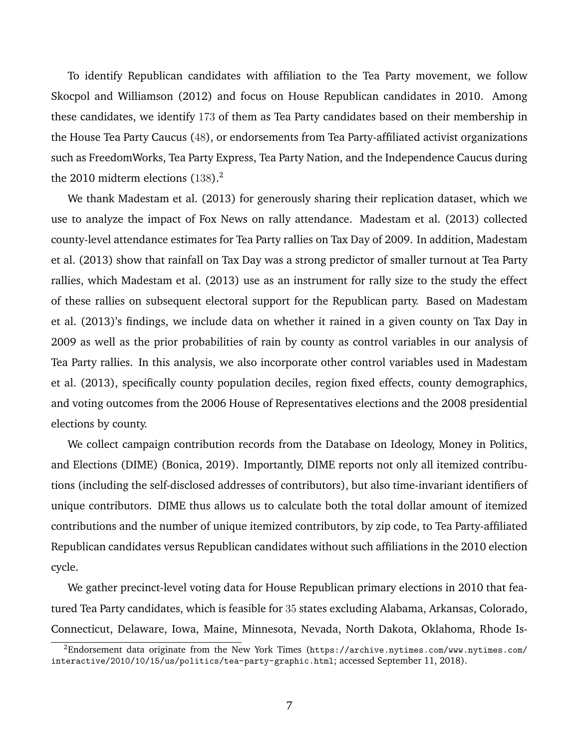To identify Republican candidates with affiliation to the Tea Party movement, we follow Skocpol and Williamson (2012) and focus on House Republican candidates in 2010. Among these candidates, we identify 173 of them as Tea Party candidates based on their membership in the House Tea Party Caucus (48), or endorsements from Tea Party-affiliated activist organizations such as FreedomWorks, Tea Party Express, Tea Party Nation, and the Independence Caucus during the 2010 midterm elections (138).[2]

We thank Madestam et al. (2013) for generously sharing their replication dataset, which we use to analyze the impact of Fox News on rally attendance. Madestam et al. (2013) collected county-level attendance estimates for Tea Party rallies on Tax Day of 2009. In addition, Madestam et al. (2013) show that rainfall on Tax Day was a strong predictor of smaller turnout at Tea Party rallies, which Madestam et al. (2013) use as an instrument for rally size to the study the effect of these rallies on subsequent electoral support for the Republican party. Based on Madestam et al. (2013)'s findings, we include data on whether it rained in a given county on Tax Day in 2009 as well as the prior probabilities of rain by county as control variables in our analysis of Tea Party rallies. In this analysis, we also incorporate other control variables used in Madestam et al. (2013), specifically county population deciles, region fixed effects, county demographics, and voting outcomes from the 2006 House of Representatives elections and the 2008 presidential elections by county.

We collect campaign contribution records from the Database on Ideology, Money in Politics, and Elections (DIME) (Bonica, 2019). Importantly, DIME reports not only all itemized contributions (including the self-disclosed addresses of contributors), but also time-invariant identifiers of unique contributors. DIME thus allows us to calculate both the total dollar amount of itemized contributions and the number of unique itemized contributors, by zip code, to Tea Party-affiliated Republican candidates versus Republican candidates without such affiliations in the 2010 election cycle.

We gather precinct-level voting data for House Republican primary elections in 2010 that featured Tea Party candidates, which is feasible for 35 states excluding Alabama, Arkansas, Colorado, Connecticut, Delaware, Iowa, Maine, Minnesota, Nevada, North Dakota, Oklahoma, Rhode Is-

[2] Endorsement data originate from the New York Times (https://archive.nytimes.com/www.nytimes.com/interactive/2010/10/15/us/politics/tea-party-graphic.html; accessed September 11, 2018).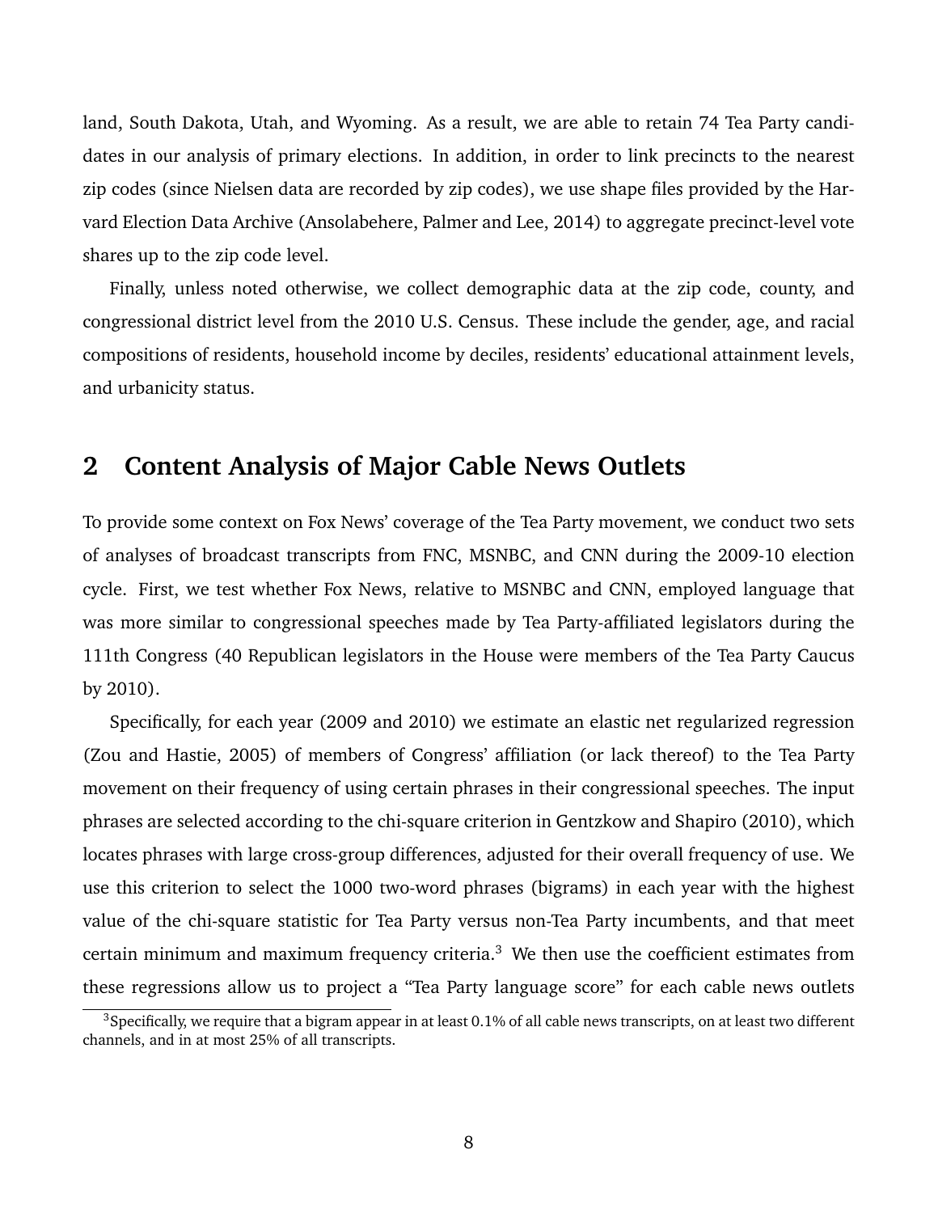land, South Dakota, Utah, and Wyoming. As a result, we are able to retain 74 Tea Party candidates in our analysis of primary elections. In addition, in order to link precincts to the nearest zip codes (since Nielsen data are recorded by zip codes), we use shape files provided by the Harvard Election Data Archive (Ansolabehere, Palmer and Lee, 2014) to aggregate precinct-level vote shares up to the zip code level.

Finally, unless noted otherwise, we collect demographic data at the zip code, county, and congressional district level from the 2010 U.S. Census. These include the gender, age, and racial compositions of residents, household income by deciles, residents' educational attainment levels, and urbanicity status.

## 2 Content Analysis of Major Cable News Outlets

To provide some context on Fox News' coverage of the Tea Party movement, we conduct two sets of analyses of broadcast transcripts from FNC, MSNBC, and CNN during the 2009-10 election cycle. First, we test whether Fox News, relative to MSNBC and CNN, employed language that was more similar to congressional speeches made by Tea Party-affiliated legislators during the 111th Congress (40 Republican legislators in the House were members of the Tea Party Caucus by 2010).

Specifically, for each year (2009 and 2010) we estimate an elastic net regularized regression (Zou and Hastie, 2005) of members of Congress' affiliation (or lack thereof) to the Tea Party movement on their frequency of using certain phrases in their congressional speeches. The input phrases are selected according to the chi-square criterion in Gentzkow and Shapiro (2010), which locates phrases with large cross-group differences, adjusted for their overall frequency of use. We use this criterion to select the 1000 two-word phrases (bigrams) in each year with the highest value of the chi-square statistic for Tea Party versus non-Tea Party incumbents, and that meet certain minimum and maximum frequency criteria.[3] We then use the coefficient estimates from these regressions allow us to project a "Tea Party language score" for each cable news outlets

[3] Specifically, we require that a bigram appear in at least 0.1% of all cable news transcripts, on at least two different channels, and in at most 25% of all transcripts.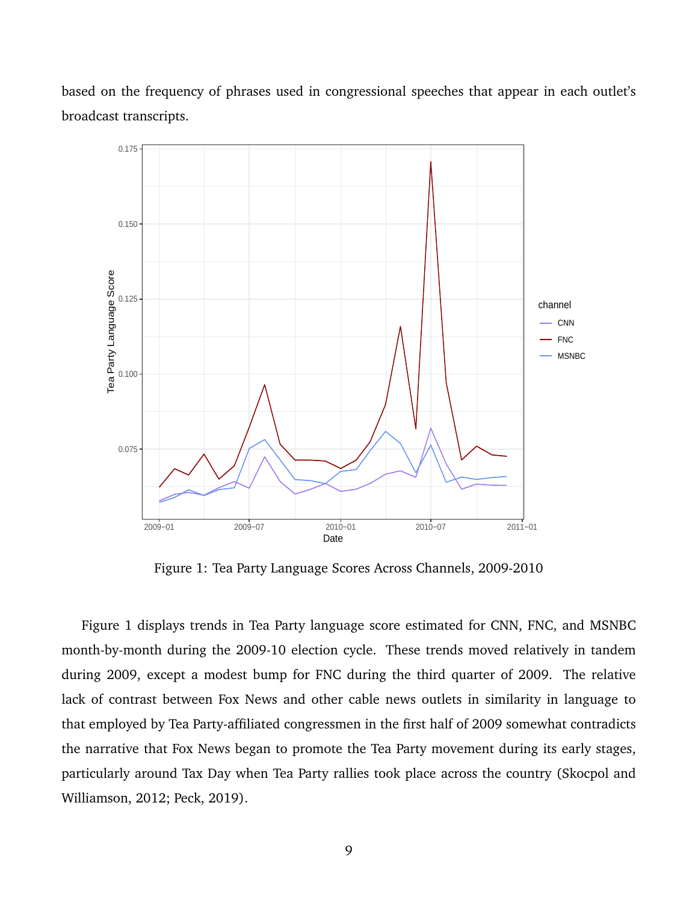based on the frequency of phrases used in congressional speeches that appear in each outlet's broadcast transcripts.

Figure 1: Tea Party Language Scores Across Channels, 2009-2010

Figure 1 displays trends in Tea Party language score estimated for CNN, FNC, and MSNBC month-by-month during the 2009-10 election cycle. These trends moved relatively in tandem during 2009, except a modest bump for FNC during the third quarter of 2009. The relative lack of contrast between Fox News and other cable news outlets in similarity in language to that employed by Tea Party-affiliated congressmen in the first half of 2009 somewhat contradicts the narrative that Fox News began to promote the Tea Party movement during its early stages, particularly around Tax Day when Tea Party rallies took place across the country (Skocpol and Williamson, 2012; Peck, 2019).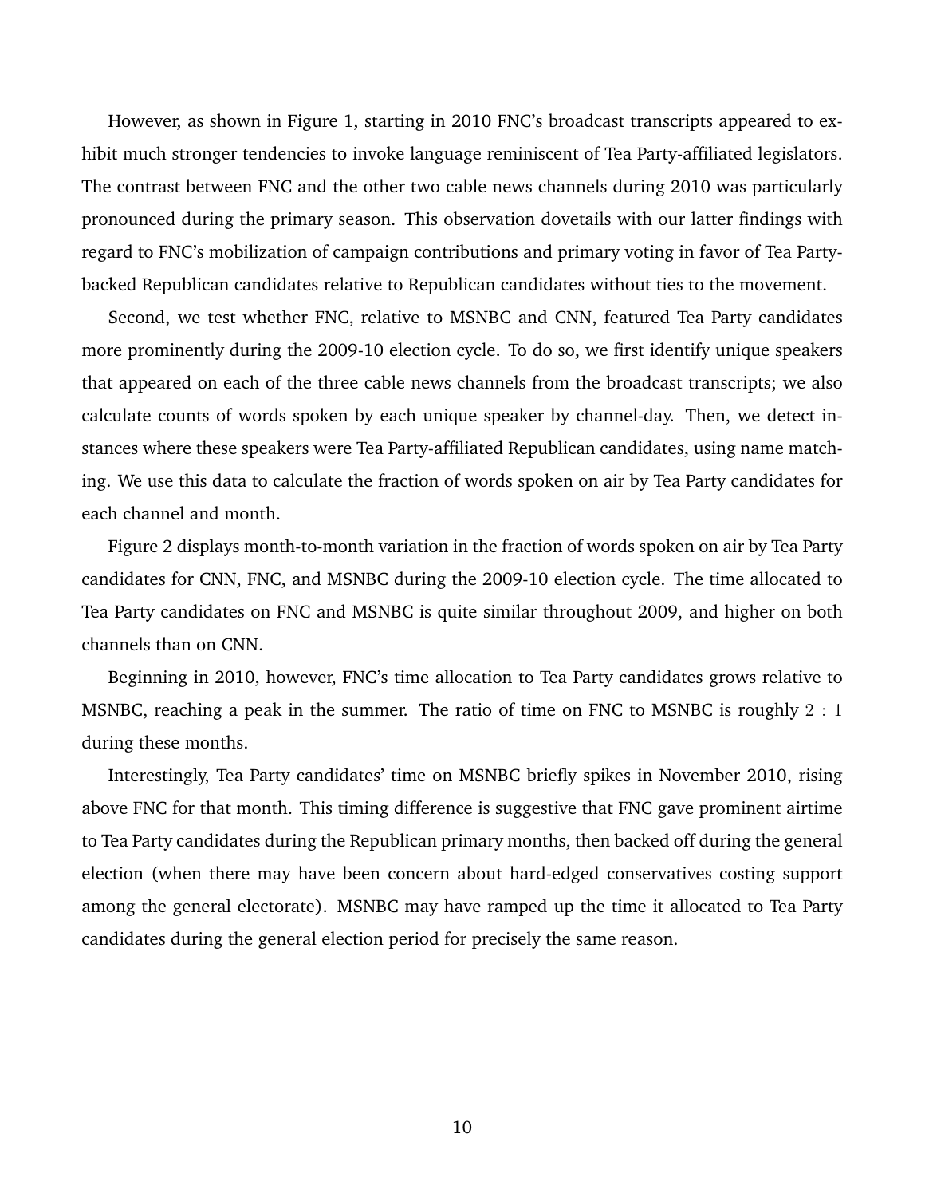However, as shown in Figure 1, starting in 2010 FNC's broadcast transcripts appeared to exhibit much stronger tendencies to invoke language reminiscent of Tea Party-affiliated legislators. The contrast between FNC and the other two cable news channels during 2010 was particularly pronounced during the primary season. This observation dovetails with our latter findings with regard to FNC's mobilization of campaign contributions and primary voting in favor of Tea Party-backed Republican candidates relative to Republican candidates without ties to the movement.

Second, we test whether FNC, relative to MSNBC and CNN, featured Tea Party candidates more prominently during the 2009-10 election cycle. To do so, we first identify unique speakers that appeared on each of the three cable news channels from the broadcast transcripts; we also calculate counts of words spoken by each unique speaker by channel-day. Then, we detect instances where these speakers were Tea Party-affiliated Republican candidates, using name matching. We use this data to calculate the fraction of words spoken on air by Tea Party candidates for each channel and month.

Figure 2 displays month-to-month variation in the fraction of words spoken on air by Tea Party candidates for CNN, FNC, and MSNBC during the 2009-10 election cycle. The time allocated to Tea Party candidates on FNC and MSNBC is quite similar throughout 2009, and higher on both channels than on CNN.

Beginning in 2010, however, FNC's time allocation to Tea Party candidates grows relative to MSNBC, reaching a peak in the summer. The ratio of time on FNC to MSNBC is roughly $2:1$ during these months.

Interestingly, Tea Party candidates' time on MSNBC briefly spikes in November 2010, rising above FNC for that month. This timing difference is suggestive that FNC gave prominent airtime to Tea Party candidates during the Republican primary months, then backed off during the general election (when there may have been concern about hard-edged conservatives costing support among the general electorate). MSNBC may have ramped up the time it allocated to Tea Party candidates during the general election period for precisely the same reason.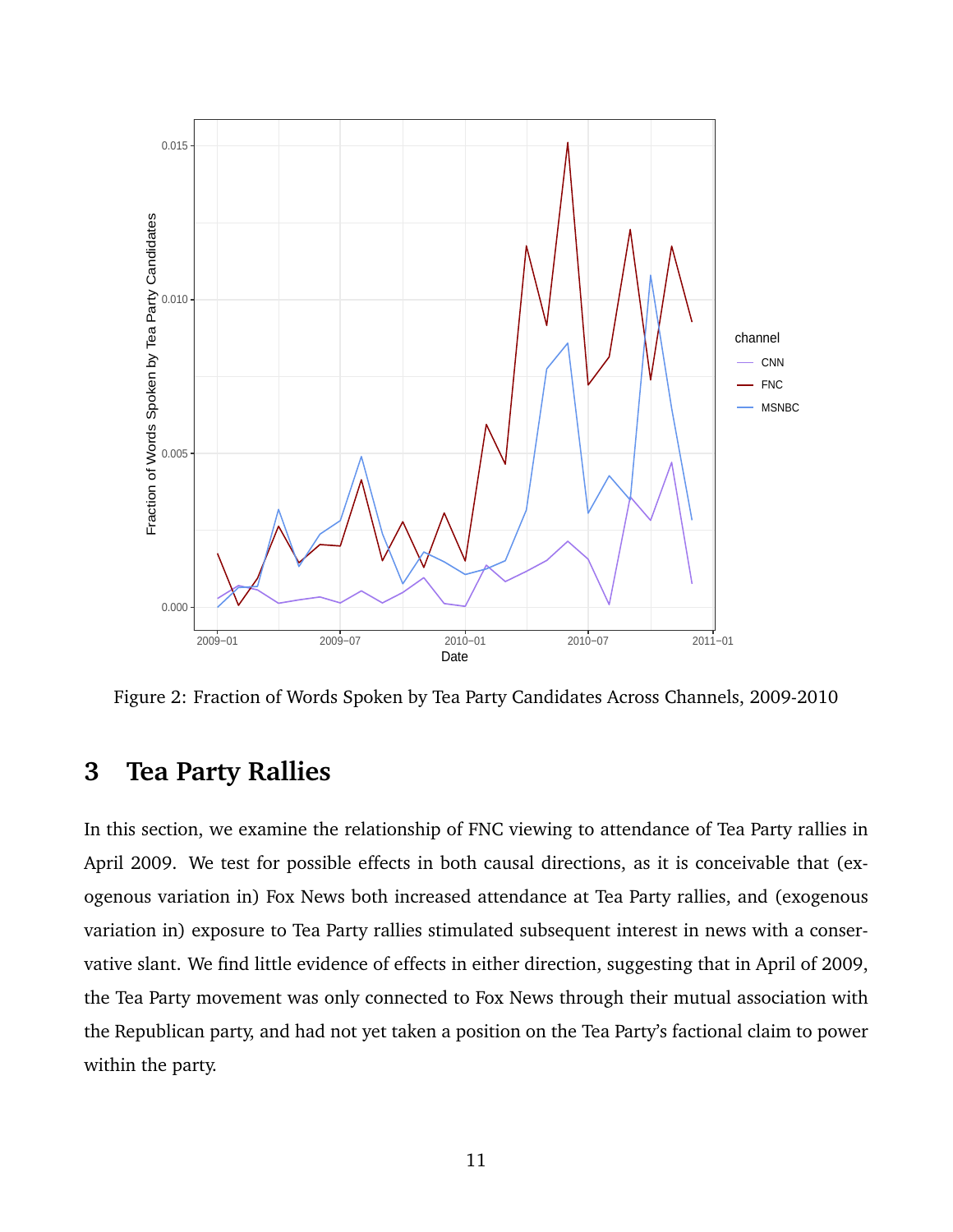Figure 2: Fraction of Words Spoken by Tea Party Candidates Across Channels, 2009-2010

## 3 Tea Party Rallies

In this section, we examine the relationship of FNC viewing to attendance of Tea Party rallies in April 2009. We test for possible effects in both causal directions, as it is conceivable that (exogenous variation in) Fox News both increased attendance at Tea Party rallies, and (exogenous variation in) exposure to Tea Party rallies stimulated subsequent interest in news with a conservative slant. We find little evidence of effects in either direction, suggesting that in April of 2009, the Tea Party movement was only connected to Fox News through their mutual association with the Republican party, and had not yet taken a position on the Tea Party's factional claim to power within the party.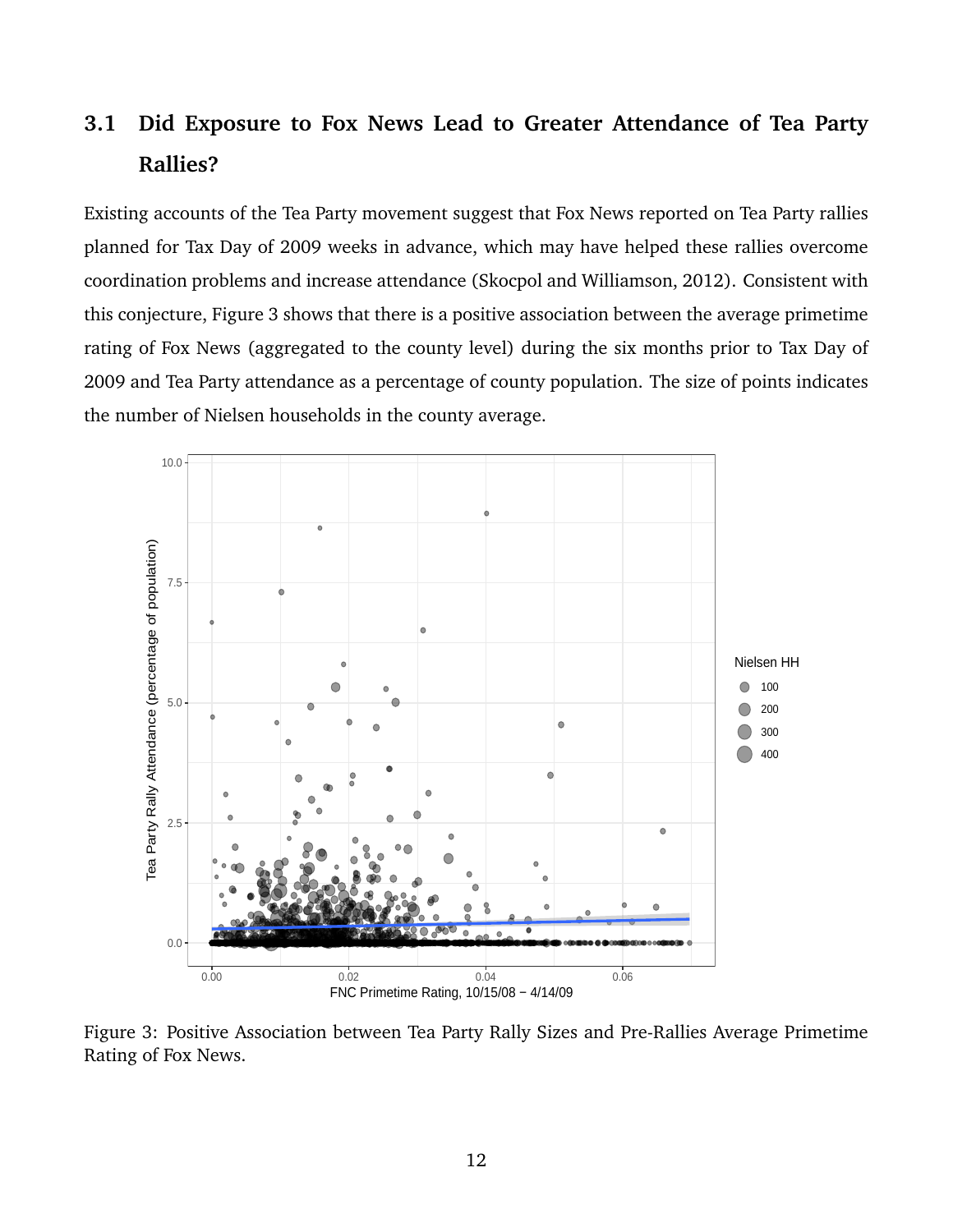### 3.1 Did Exposure to Fox News Lead to Greater Attendance of Tea Party Rallies?

Existing accounts of the Tea Party movement suggest that Fox News reported on Tea Party rallies planned for Tax Day of 2009 weeks in advance, which may have helped these rallies overcome coordination problems and increase attendance (Skocpol and Williamson, 2012). Consistent with this conjecture, Figure 3 shows that there is a positive association between the average primetime rating of Fox News (aggregated to the county level) during the six months prior to Tax Day of 2009 and Tea Party attendance as a percentage of county population. The size of points indicates the number of Nielsen households in the county average.

Figure 3: Positive Association between Tea Party Rally Sizes and Pre-Rallies Average Primetime Rating of Fox News.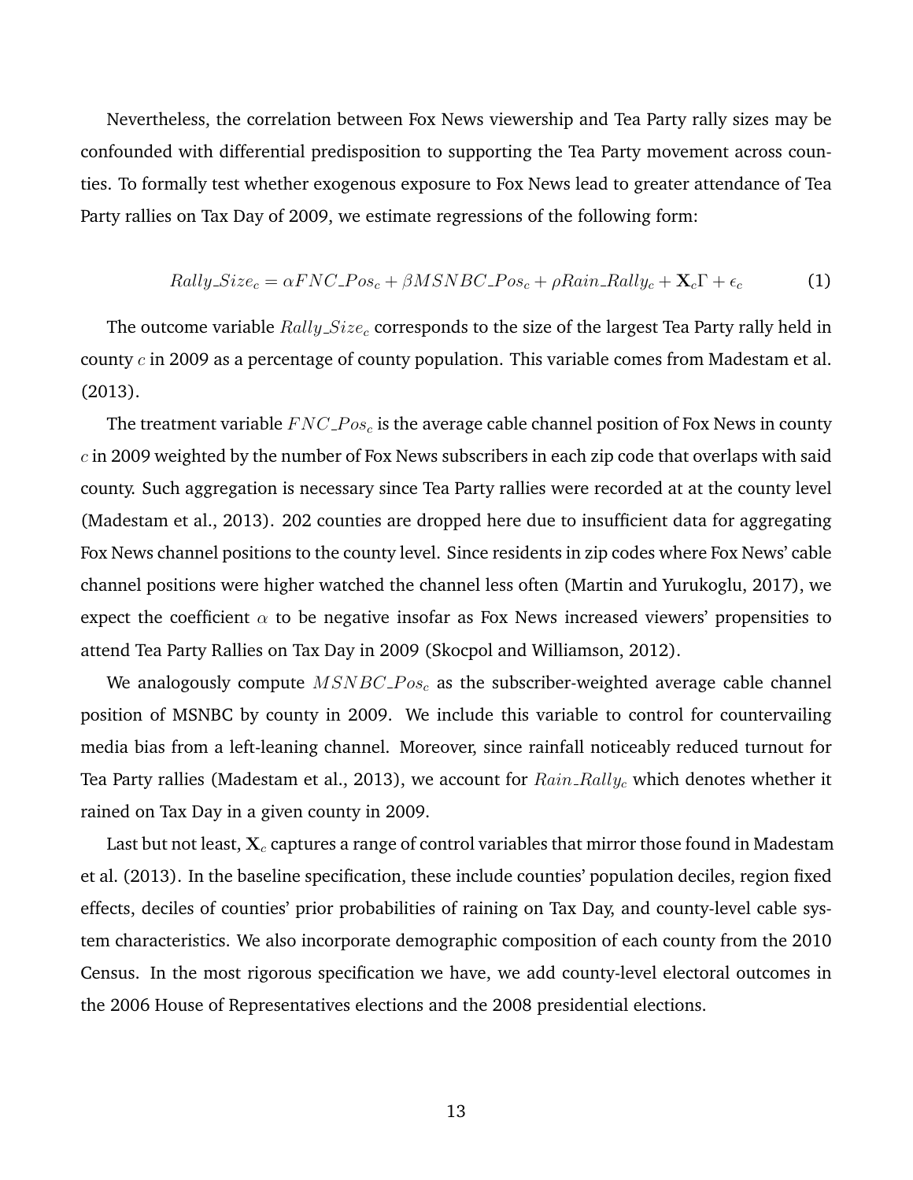Nevertheless, the correlation between Fox News viewership and Tea Party rally sizes may be confounded with differential predisposition to supporting the Tea Party movement across counties. To formally test whether exogenous exposure to Fox News lead to greater attendance of Tea Party rallies on Tax Day of 2009, we estimate regressions of the following form:

$$Rally\_Size_c = \alpha FNC\_Pos_c + \beta MSNBC\_Pos_c + \rho Rain\_Rally_c + \mathbf{X}_c \Gamma + \epsilon_c \tag{1}$$

The outcome variable $Rally\_Size_c$ corresponds to the size of the largest Tea Party rally held in county $c$ in 2009 as a percentage of county population. This variable comes from Madestam et al. (2013).

The treatment variable $FNC\_Pos_c$ is the average cable channel position of Fox News in county $c$ in 2009 weighted by the number of Fox News subscribers in each zip code that overlaps with said county. Such aggregation is necessary since Tea Party rallies were recorded at at the county level (Madestam et al., 2013). 202 counties are dropped here due to insufficient data for aggregating Fox News channel positions to the county level. Since residents in zip codes where Fox News' cable channel positions were higher watched the channel less often (Martin and Yurukoglu, 2017), we expect the coefficient $\alpha$ to be negative insofar as Fox News increased viewers' propensities to attend Tea Party Rallies on Tax Day in 2009 (Skocpol and Williamson, 2012).

We analogously compute $MSNBC\_Pos_c$ as the subscriber-weighted average cable channel position of MSNBC by county in 2009. We include this variable to control for countervailing media bias from a left-leaning channel. Moreover, since rainfall noticeably reduced turnout for Tea Party rallies (Madestam et al., 2013), we account for $Rain\_Rally_c$ which denotes whether it rained on Tax Day in a given county in 2009.

Last but not least, $\mathbf{X}_c$ captures a range of control variables that mirror those found in Madestam et al. (2013). In the baseline specification, these include counties' population deciles, region fixed effects, deciles of counties' prior probabilities of raining on Tax Day, and county-level cable system characteristics. We also incorporate demographic composition of each county from the 2010 Census. In the most rigorous specification we have, we add county-level electoral outcomes in the 2006 House of Representatives elections and the 2008 presidential elections.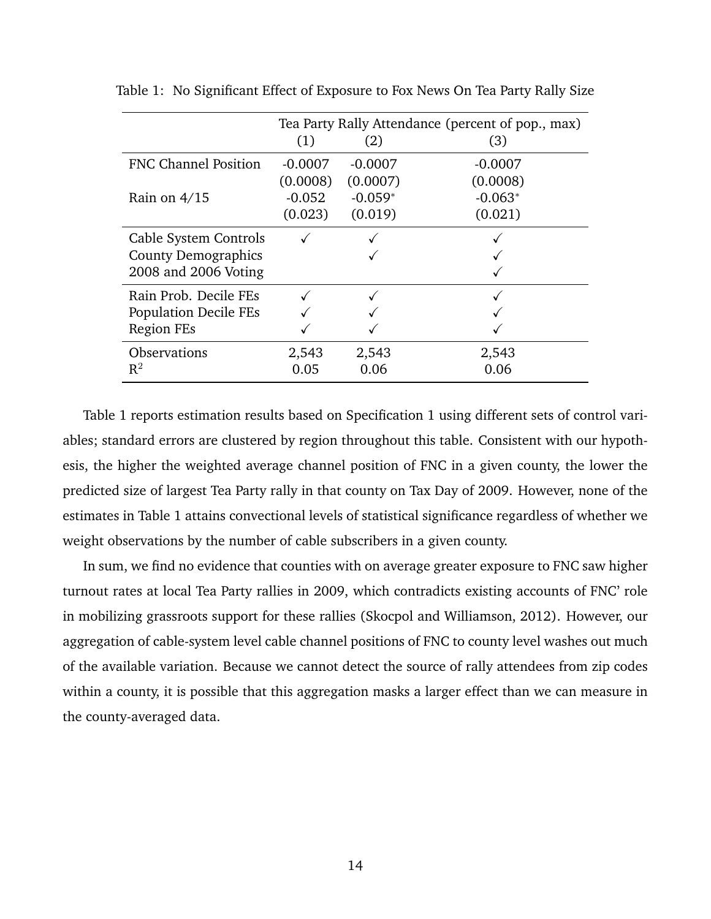Table 1: No Significant Effect of Exposure to Fox News On Tea Party Rally Size

| | Tea Party Rally Attendance (percent of pop., max) | | |
|---|---|---|---|
| | (1) | (2) | (3) |
| FNC Channel Position | -0.0007 | -0.0007 | -0.0007 |
| | (0.0008) | (0.0007) | (0.0008) |
| Rain on 4/15 | -0.052 | -0.059* | -0.063* |
| | (0.023) | (0.019) | (0.021) |
| Cable System Controls | ✓ | ✓ | ✓ |
| County Demographics | | ✓ | ✓ |
| 2008 and 2006 Voting | | | ✓ |
| Rain Prob. Decile FEs | ✓ | ✓ | ✓ |
| Population Decile FEs | ✓ | ✓ | ✓ |
| Region FEs | ✓ | ✓ | ✓ |
| Observations | 2,543 | 2,543 | 2,543 |
| $R^2$ | 0.05 | 0.06 | 0.06 |

Table 1 reports estimation results based on Specification 1 using different sets of control variables; standard errors are clustered by region throughout this table. Consistent with our hypothesis, the higher the weighted average channel position of FNC in a given county, the lower the predicted size of largest Tea Party rally in that county on Tax Day of 2009. However, none of the estimates in Table 1 attains convectional levels of statistical significance regardless of whether we weight observations by the number of cable subscribers in a given county.

In sum, we find no evidence that counties with on average greater exposure to FNC saw higher turnout rates at local Tea Party rallies in 2009, which contradicts existing accounts of FNC' role in mobilizing grassroots support for these rallies (Skocpol and Williamson, 2012). However, our aggregation of cable-system level cable channel positions of FNC to county level washes out much of the available variation. Because we cannot detect the source of rally attendees from zip codes within a county, it is possible that this aggregation masks a larger effect than we can measure in the county-averaged data.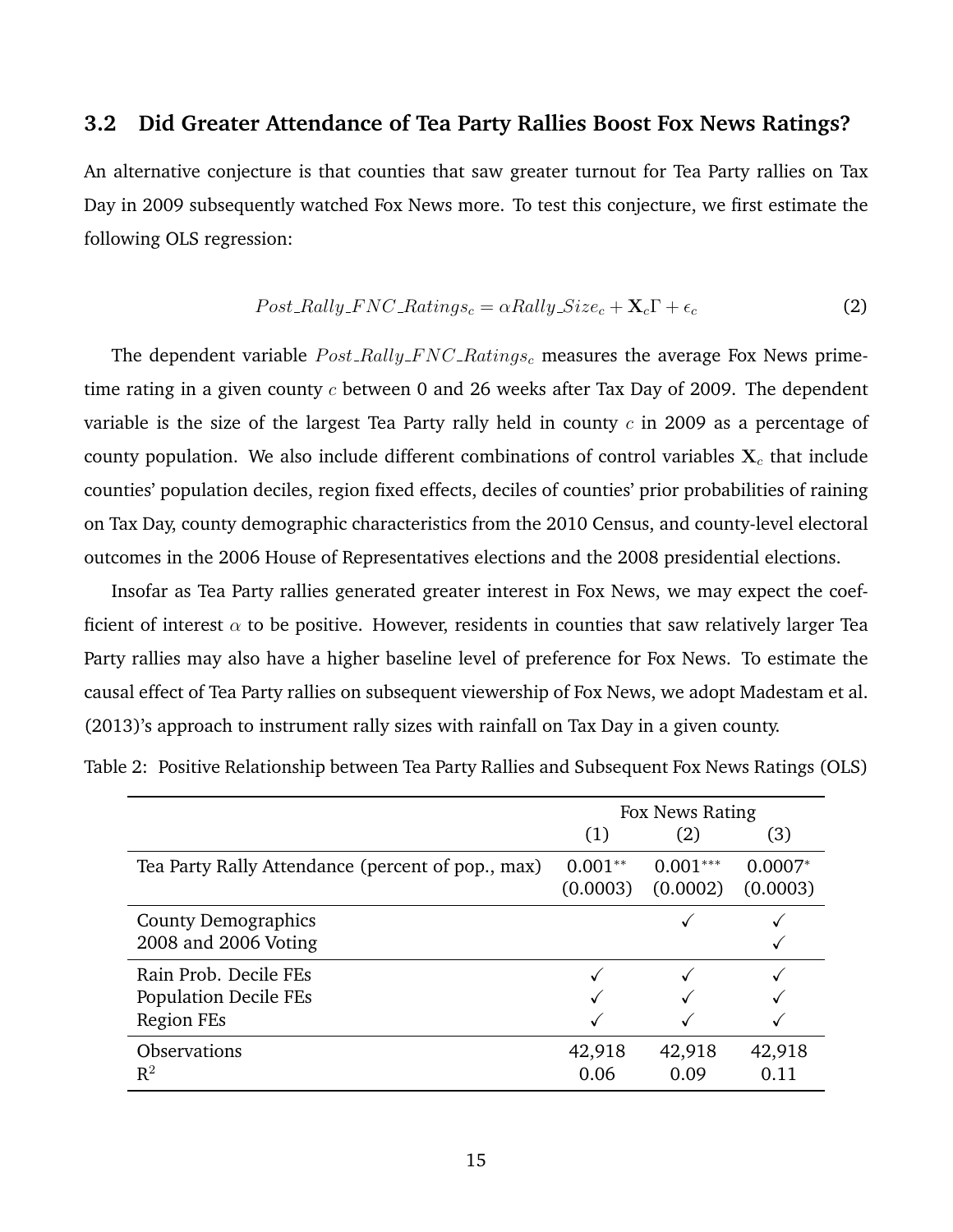### 3.2 Did Greater Attendance of Tea Party Rallies Boost Fox News Ratings?

An alternative conjecture is that counties that saw greater turnout for Tea Party rallies on Tax Day in 2009 subsequently watched Fox News more. To test this conjecture, we first estimate the following OLS regression:

$$Post\_Rally\_FNC\_Ratings_c = \alpha Rally\_Size_c + \mathbf{X}_c\Gamma + \epsilon_c \tag{2}$$

The dependent variable $Post\_Rally\_FNC\_Ratings_c$ measures the average Fox News prime-time rating in a given county $c$ between 0 and 26 weeks after Tax Day of 2009. The dependent variable is the size of the largest Tea Party rally held in county $c$ in 2009 as a percentage of county population. We also include different combinations of control variables $\mathbf{X}_c$ that include counties' population deciles, region fixed effects, deciles of counties' prior probabilities of raining on Tax Day, county demographic characteristics from the 2010 Census, and county-level electoral outcomes in the 2006 House of Representatives elections and the 2008 presidential elections.

Insofar as Tea Party rallies generated greater interest in Fox News, we may expect the coefficient of interest $\alpha$ to be positive. However, residents in counties that saw relatively larger Tea Party rallies may also have a higher baseline level of preference for Fox News. To estimate the causal effect of Tea Party rallies on subsequent viewership of Fox News, we adopt Madestam et al. (2013)'s approach to instrument rally sizes with rainfall on Tax Day in a given county.

Table 2: Positive Relationship between Tea Party Rallies and Subsequent Fox News Ratings (OLS)

| | Fox News Rating | | |
|---|---|---|---|
| | (1) | (2) | (3) |
| Tea Party Rally Attendance (percent of pop., max) | $0.001^{**}$ | $0.001^{***}$ | $0.0007^{*}$ |
| | (0.0003) | (0.0002) | (0.0003) |
| County Demographics | | ✓ | ✓ |
| 2008 and 2006 Voting | | | ✓ |
| Rain Prob. Decile FEs | ✓ | ✓ | ✓ |
| Population Decile FEs | ✓ | ✓ | ✓ |
| Region FEs | ✓ | ✓ | ✓ |
| Observations | 42,918 | 42,918 | 42,918 |
| $R^2$ | 0.06 | 0.09 | 0.11 |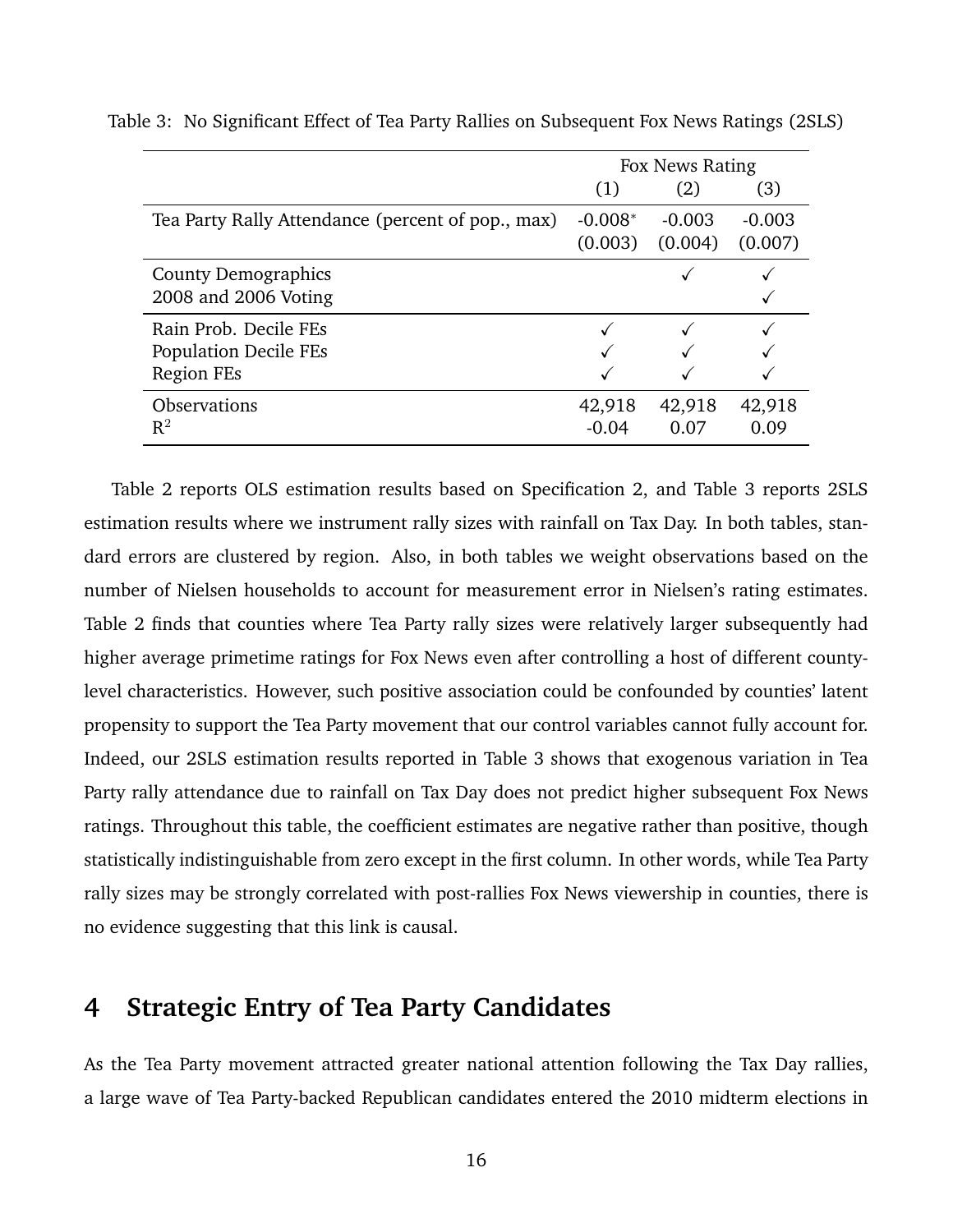Table 3: No Significant Effect of Tea Party Rallies on Subsequent Fox News Ratings (2SLS)

| | Fox News Rating | | |
|---|---|---|---|
| | (1) | (2) | (3) |
| Tea Party Rally Attendance (percent of pop., max) | -0.008* | -0.003 | -0.003 |
| | (0.003) | (0.004) | (0.007) |
| County Demographics | | ✓ | ✓ |
| 2008 and 2006 Voting | | | ✓ |
| Rain Prob. Decile FEs | ✓ | ✓ | ✓ |
| Population Decile FEs | ✓ | ✓ | ✓ |
| Region FEs | ✓ | ✓ | ✓ |
| Observations | 42,918 | 42,918 | 42,918 |
| $R^2$ | -0.04 | 0.07 | 0.09 |

Table 2 reports OLS estimation results based on Specification 2, and Table 3 reports 2SLS estimation results where we instrument rally sizes with rainfall on Tax Day. In both tables, standard errors are clustered by region. Also, in both tables we weight observations based on the number of Nielsen households to account for measurement error in Nielsen's rating estimates. Table 2 finds that counties where Tea Party rally sizes were relatively larger subsequently had higher average primetime ratings for Fox News even after controlling a host of different county-level characteristics. However, such positive association could be confounded by counties' latent propensity to support the Tea Party movement that our control variables cannot fully account for. Indeed, our 2SLS estimation results reported in Table 3 shows that exogenous variation in Tea Party rally attendance due to rainfall on Tax Day does not predict higher subsequent Fox News ratings. Throughout this table, the coefficient estimates are negative rather than positive, though statistically indistinguishable from zero except in the first column. In other words, while Tea Party rally sizes may be strongly correlated with post-rallies Fox News viewership in counties, there is no evidence suggesting that this link is causal.

## 4 Strategic Entry of Tea Party Candidates

As the Tea Party movement attracted greater national attention following the Tax Day rallies, a large wave of Tea Party-backed Republican candidates entered the 2010 midterm elections in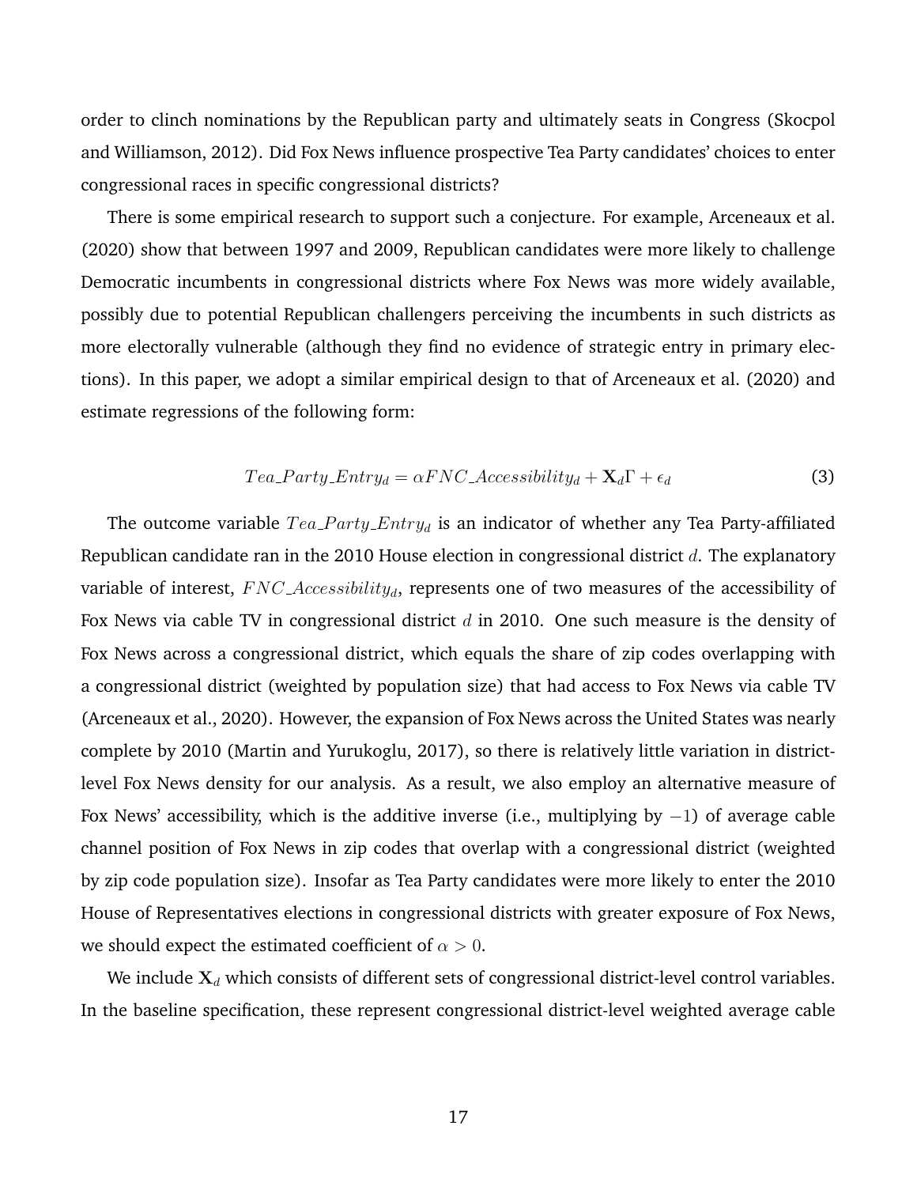order to clinch nominations by the Republican party and ultimately seats in Congress (Skocpol and Williamson, 2012). Did Fox News influence prospective Tea Party candidates' choices to enter congressional races in specific congressional districts?

There is some empirical research to support such a conjecture. For example, Arceneaux et al. (2020) show that between 1997 and 2009, Republican candidates were more likely to challenge Democratic incumbents in congressional districts where Fox News was more widely available, possibly due to potential Republican challengers perceiving the incumbents in such districts as more electorally vulnerable (although they find no evidence of strategic entry in primary elections). In this paper, we adopt a similar empirical design to that of Arceneaux et al. (2020) and estimate regressions of the following form:

$$Tea\_Party\_Entry_d = \alpha FNC\_Accessibility_d + \mathbf{X}_d\Gamma + \epsilon_d \tag{3}$$

The outcome variable $Tea\_Party\_Entry_d$ is an indicator of whether any Tea Party-affiliated Republican candidate ran in the 2010 House election in congressional district $d$. The explanatory variable of interest, $FNC\_Accessibility_d$, represents one of two measures of the accessibility of Fox News via cable TV in congressional district $d$ in 2010. One such measure is the density of Fox News across a congressional district, which equals the share of zip codes overlapping with a congressional district (weighted by population size) that had access to Fox News via cable TV (Arceneaux et al., 2020). However, the expansion of Fox News across the United States was nearly complete by 2010 (Martin and Yurukoglu, 2017), so there is relatively little variation in district-level Fox News density for our analysis. As a result, we also employ an alternative measure of Fox News' accessibility, which is the additive inverse (i.e., multiplying by $-1$) of average cable channel position of Fox News in zip codes that overlap with a congressional district (weighted by zip code population size). Insofar as Tea Party candidates were more likely to enter the 2010 House of Representatives elections in congressional districts with greater exposure of Fox News, we should expect the estimated coefficient of $\alpha > 0$.

We include $\mathbf{X}_d$ which consists of different sets of congressional district-level control variables. In the baseline specification, these represent congressional district-level weighted average cable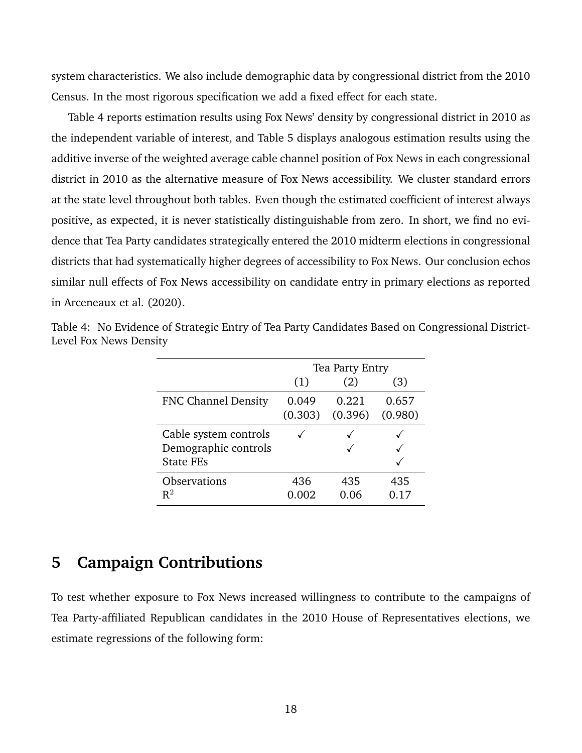system characteristics. We also include demographic data by congressional district from the 2010 Census. In the most rigorous specification we add a fixed effect for each state.

Table 4 reports estimation results using Fox News' density by congressional district in 2010 as the independent variable of interest, and Table 5 displays analogous estimation results using the additive inverse of the weighted average cable channel position of Fox News in each congressional district in 2010 as the alternative measure of Fox News accessibility. We cluster standard errors at the state level throughout both tables. Even though the estimated coefficient of interest always positive, as expected, it is never statistically distinguishable from zero. In short, we find no evidence that Tea Party candidates strategically entered the 2010 midterm elections in congressional districts that had systematically higher degrees of accessibility to Fox News. Our conclusion echos similar null effects of Fox News accessibility on candidate entry in primary elections as reported in Arceneaux et al. (2020).

Table 4: No Evidence of Strategic Entry of Tea Party Candidates Based on Congressional District-Level Fox News Density

| | Tea Party Entry | | |
|---|---|---|---|
| | (1) | (2) | (3) |
| FNC Channel Density | 0.049 | 0.221 | 0.657 |
| | (0.303) | (0.396) | (0.980) |
| Cable system controls | ✓ | ✓ | ✓ |
| Demographic controls | | ✓ | ✓ |
| State FEs | | | ✓ |
| Observations | 436 | 435 | 435 |
| $R^2$ | 0.002 | 0.06 | 0.17 |

## 5 Campaign Contributions

To test whether exposure to Fox News increased willingness to contribute to the campaigns of Tea Party-affiliated Republican candidates in the 2010 House of Representatives elections, we estimate regressions of the following form: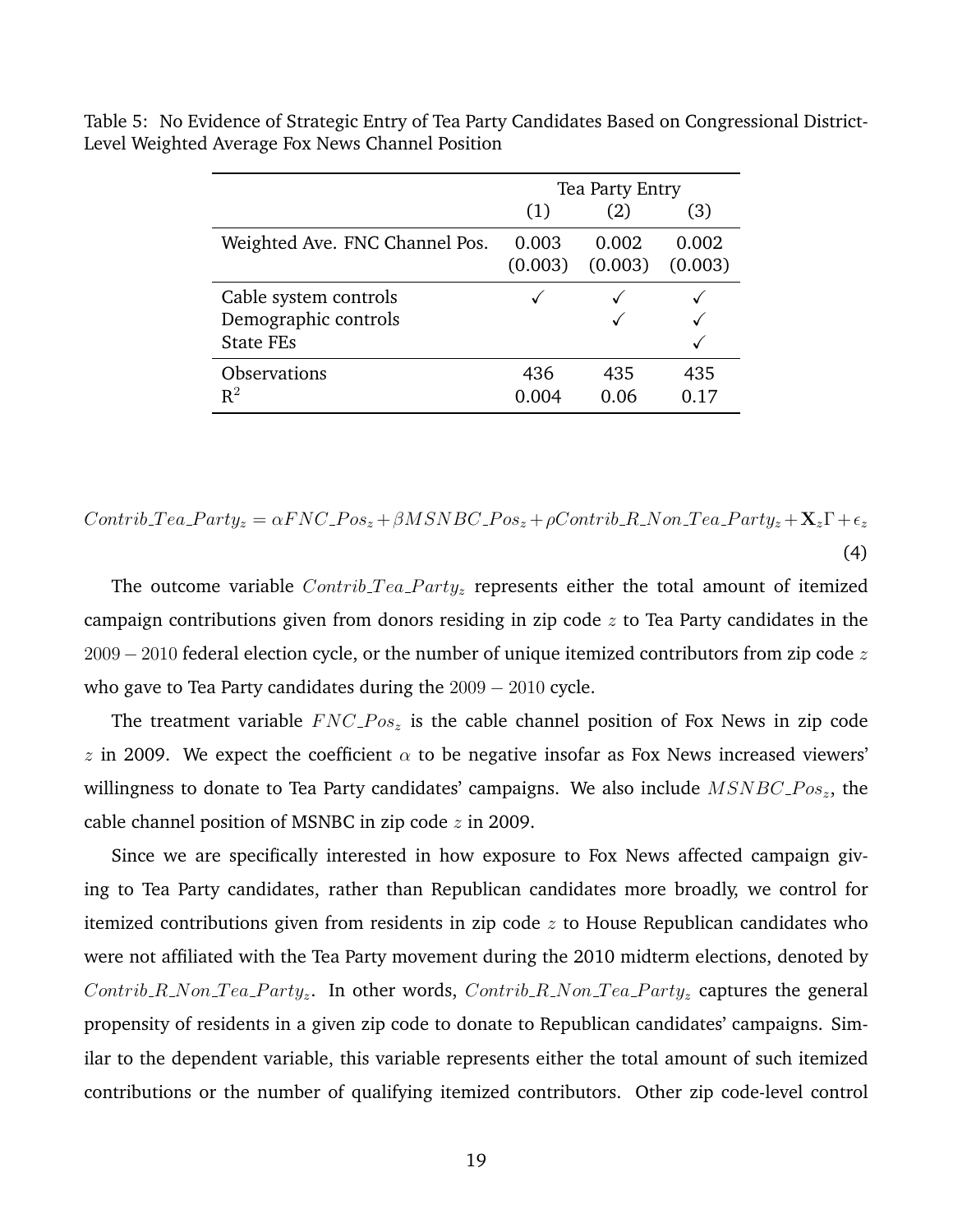Table 5: No Evidence of Strategic Entry of Tea Party Candidates Based on Congressional District-Level Weighted Average Fox News Channel Position

| | Tea Party Entry | | |
|---|---|---|---|
| | (1) | (2) | (3) |
| Weighted Ave. FNC Channel Pos. | 0.003 | 0.002 | 0.002 |
| | (0.003) | (0.003) | (0.003) |
| Cable system controls | ✓ | ✓ | ✓ |
| Demographic controls | | ✓ | ✓ |
| State FEs | | | ✓ |
| Observations | 436 | 435 | 435 |
| $R^2$ | 0.004 | 0.06 | 0.17 |

$$Contrib\_Tea\_Party_z = \alpha FNC\_Pos_z + \beta MSNBC\_Pos_z + \rho Contrib\_R\_Non\_Tea\_Party_z + \mathbf{X}_z \Gamma + \epsilon_z \tag{4}$$

The outcome variable $Contrib\_Tea\_Party_z$ represents either the total amount of itemized campaign contributions given from donors residing in zip code $z$ to Tea Party candidates in the $2009-2010$ federal election cycle, or the number of unique itemized contributors from zip code $z$ who gave to Tea Party candidates during the $2009-2010$ cycle.

The treatment variable $FNC\_Pos_z$ is the cable channel position of Fox News in zip code $z$ in 2009. We expect the coefficient $\alpha$ to be negative insofar as Fox News increased viewers' willingness to donate to Tea Party candidates' campaigns. We also include $MSNBC\_Pos_z$, the cable channel position of MSNBC in zip code $z$ in 2009.

Since we are specifically interested in how exposure to Fox News affected campaign giving to Tea Party candidates, rather than Republican candidates more broadly, we control for itemized contributions given from residents in zip code $z$ to House Republican candidates who were not affiliated with the Tea Party movement during the 2010 midterm elections, denoted by $Contrib\_R\_Non\_Tea\_Party_z$. In other words, $Contrib\_R\_Non\_Tea\_Party_z$ captures the general propensity of residents in a given zip code to donate to Republican candidates' campaigns. Similar to the dependent variable, this variable represents either the total amount of such itemized contributions or the number of qualifying itemized contributors. Other zip code-level control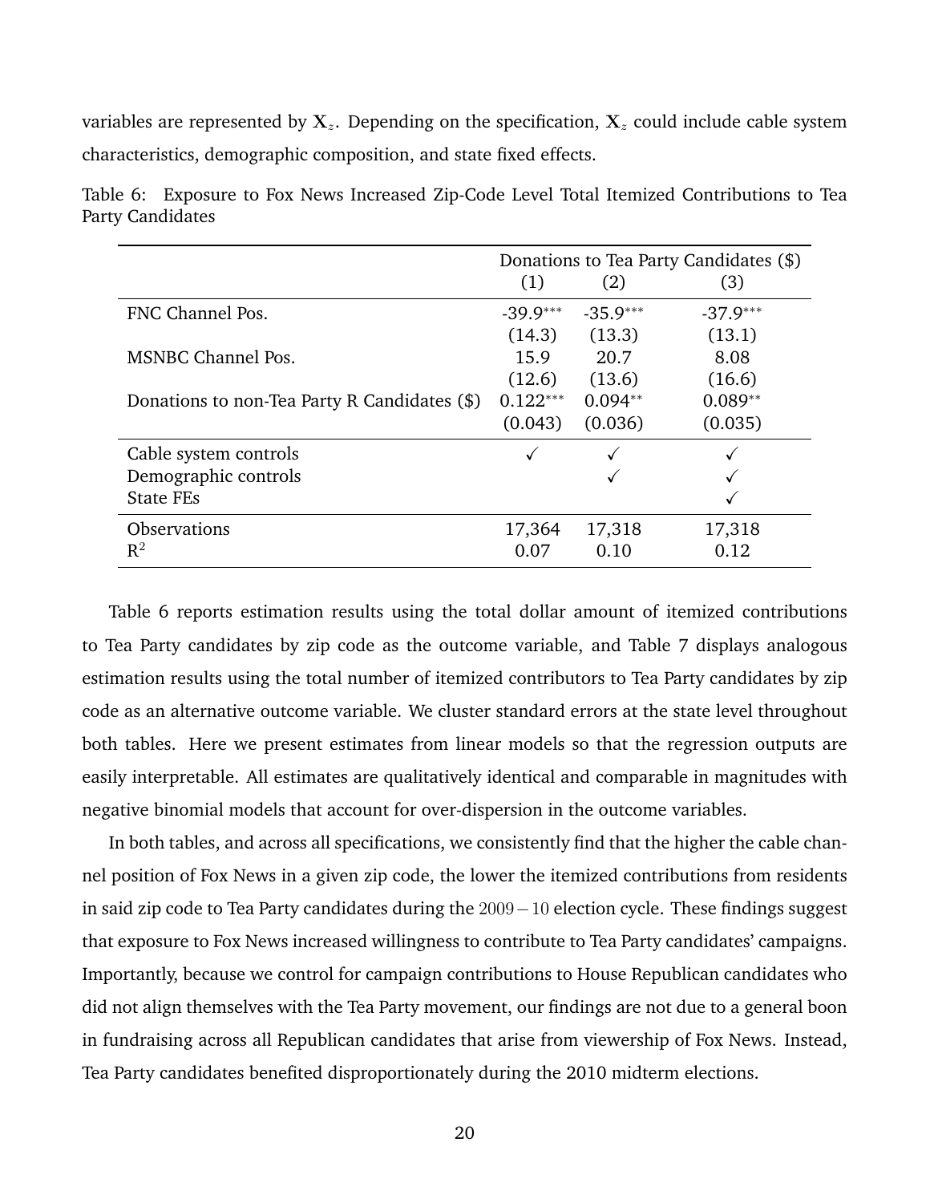variables are represented by $\mathbf{X}_z$. Depending on the specification, $\mathbf{X}_z$ could include cable system characteristics, demographic composition, and state fixed effects.

Table 6: Exposure to Fox News Increased Zip-Code Level Total Itemized Contributions to Tea Party Candidates

| | Donations to Tea Party Candidates ($) | | |
|---|---|---|---|
| | (1) | (2) | (3) |
| FNC Channel Pos. | -39.9*** | -35.9*** | -37.9*** |
| | (14.3) | (13.3) | (13.1) |
| MSNBC Channel Pos. | 15.9 | 20.7 | 8.08 |
| | (12.6) | (13.6) | (16.6) |
| Donations to non-Tea Party R Candidates ($) | 0.122*** | 0.094** | 0.089** |
| | (0.043) | (0.036) | (0.035) |
| Cable system controls | ✓ | ✓ | ✓ |
| Demographic controls | | ✓ | ✓ |
| State FEs | | | ✓ |
| Observations | 17,364 | 17,318 | 17,318 |
| $R^2$ | 0.07 | 0.10 | 0.12 |

Table 6 reports estimation results using the total dollar amount of itemized contributions to Tea Party candidates by zip code as the outcome variable, and Table 7 displays analogous estimation results using the total number of itemized contributors to Tea Party candidates by zip code as an alternative outcome variable. We cluster standard errors at the state level throughout both tables. Here we present estimates from linear models so that the regression outputs are easily interpretable. All estimates are qualitatively identical and comparable in magnitudes with negative binomial models that account for over-dispersion in the outcome variables.

In both tables, and across all specifications, we consistently find that the higher the cable channel position of Fox News in a given zip code, the lower the itemized contributions from residents in said zip code to Tea Party candidates during the $2009-10$ election cycle. These findings suggest that exposure to Fox News increased willingness to contribute to Tea Party candidates' campaigns. Importantly, because we control for campaign contributions to House Republican candidates who did not align themselves with the Tea Party movement, our findings are not due to a general boon in fundraising across all Republican candidates that arise from viewership of Fox News. Instead, Tea Party candidates benefited disproportionately during the 2010 midterm elections.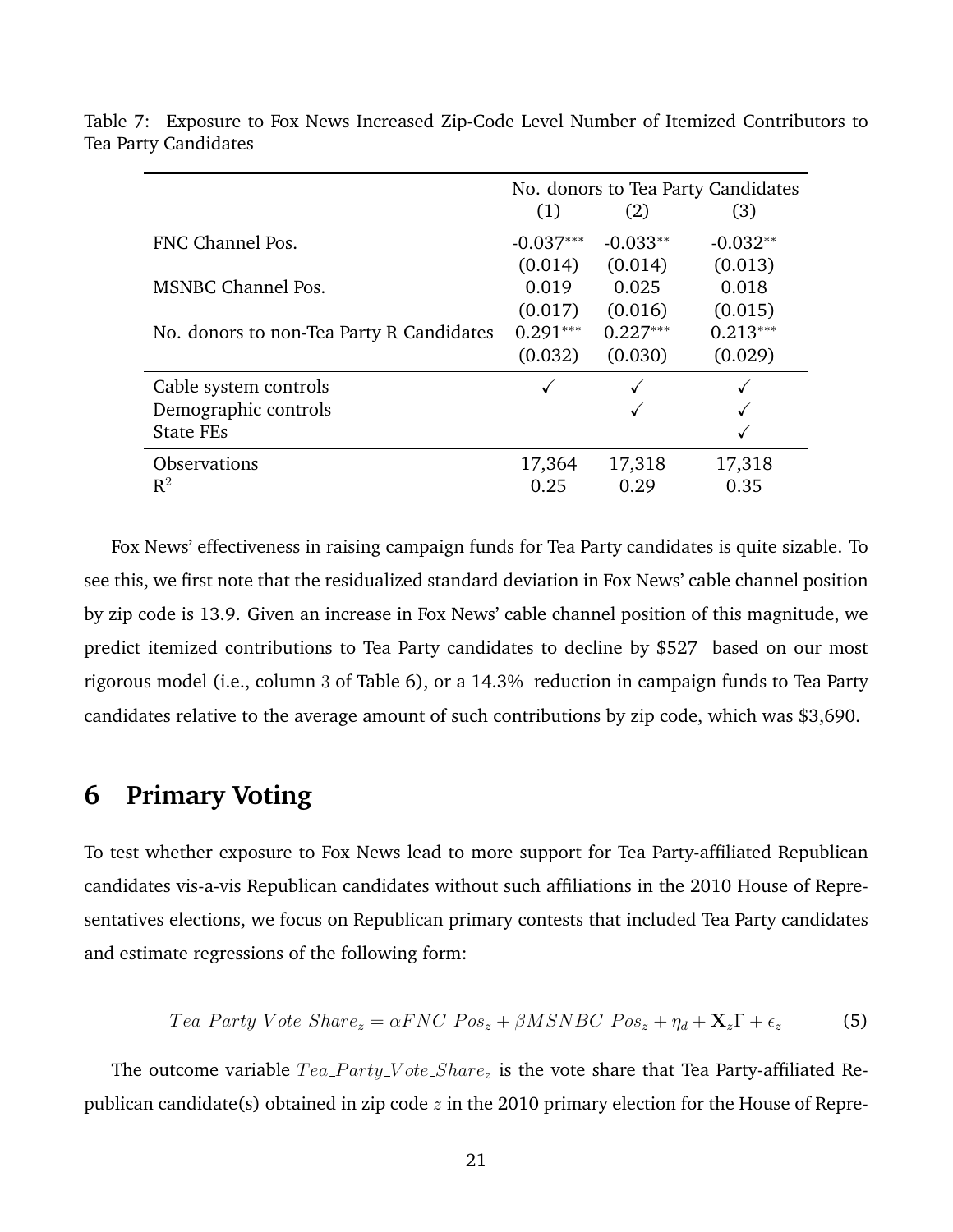Table 7: Exposure to Fox News Increased Zip-Code Level Number of Itemized Contributors to Tea Party Candidates

| | No. donors to Tea Party Candidates | | |
|---|---|---|---|
| | (1) | (2) | (3) |
| FNC Channel Pos. | -0.037*** | -0.033** | -0.032** |
| | (0.014) | (0.014) | (0.013) |
| MSNBC Channel Pos. | 0.019 | 0.025 | 0.018 |
| | (0.017) | (0.016) | (0.015) |
| No. donors to non-Tea Party R Candidates | 0.291*** | 0.227*** | 0.213*** |
| | (0.032) | (0.030) | (0.029) |
| Cable system controls | ✓ | ✓ | ✓ |
| Demographic controls | | ✓ | ✓ |
| State FEs | | | ✓ |
| Observations | 17,364 | 17,318 | 17,318 |
| $R^2$ | 0.25 | 0.29 | 0.35 |

Fox News' effectiveness in raising campaign funds for Tea Party candidates is quite sizable. To see this, we first note that the residualized standard deviation in Fox News' cable channel position by zip code is 13.9. Given an increase in Fox News' cable channel position of this magnitude, we predict itemized contributions to Tea Party candidates to decline by \$527 based on our most rigorous model (i.e., column 3 of Table 6), or a 14.3% reduction in campaign funds to Tea Party candidates relative to the average amount of such contributions by zip code, which was \$3,690.

# 6 Primary Voting

To test whether exposure to Fox News lead to more support for Tea Party-affiliated Republican candidates vis-a-vis Republican candidates without such affiliations in the 2010 House of Representatives elections, we focus on Republican primary contests that included Tea Party candidates and estimate regressions of the following form:

$$Tea\_Party\_Vote\_Share_z = \alpha FNC\_Pos_z + \beta MSNBC\_Pos_z + \eta_d + \mathbf{X}_z\Gamma + \epsilon_z \tag{5}$$

The outcome variable $Tea\_Party\_Vote\_Share_z$ is the vote share that Tea Party-affiliated Republican candidate(s) obtained in zip code $z$ in the 2010 primary election for the House of Repre-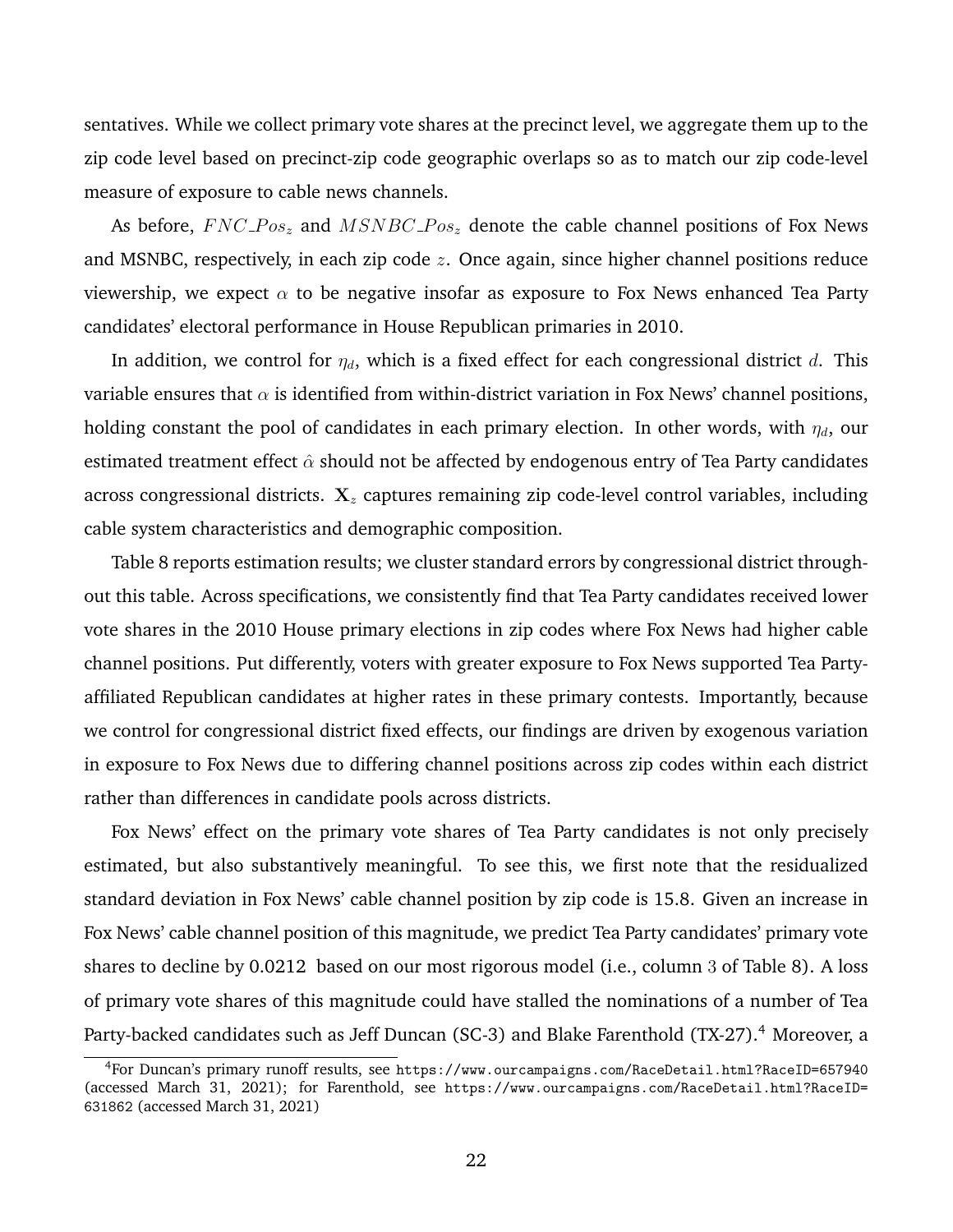sentatives. While we collect primary vote shares at the precinct level, we aggregate them up to the zip code level based on precinct-zip code geographic overlaps so as to match our zip code-level measure of exposure to cable news channels.

As before, $FNC\_Pos_z$ and $MSNBC\_Pos_z$ denote the cable channel positions of Fox News and MSNBC, respectively, in each zip code $z$. Once again, since higher channel positions reduce viewership, we expect $\alpha$ to be negative insofar as exposure to Fox News enhanced Tea Party candidates' electoral performance in House Republican primaries in 2010.

In addition, we control for $\eta_d$, which is a fixed effect for each congressional district $d$. This variable ensures that $\alpha$ is identified from within-district variation in Fox News' channel positions, holding constant the pool of candidates in each primary election. In other words, with $\eta_d$, our estimated treatment effect $\hat{\alpha}$ should not be affected by endogenous entry of Tea Party candidates across congressional districts. $\mathbf{X}_z$ captures remaining zip code-level control variables, including cable system characteristics and demographic composition.

Table 8 reports estimation results; we cluster standard errors by congressional district throughout this table. Across specifications, we consistently find that Tea Party candidates received lower vote shares in the 2010 House primary elections in zip codes where Fox News had higher cable channel positions. Put differently, voters with greater exposure to Fox News supported Tea Party-affiliated Republican candidates at higher rates in these primary contests. Importantly, because we control for congressional district fixed effects, our findings are driven by exogenous variation in exposure to Fox News due to differing channel positions across zip codes within each district rather than differences in candidate pools across districts.

Fox News' effect on the primary vote shares of Tea Party candidates is not only precisely estimated, but also substantively meaningful. To see this, we first note that the residualized standard deviation in Fox News' cable channel position by zip code is 15.8. Given an increase in Fox News' cable channel position of this magnitude, we predict Tea Party candidates' primary vote shares to decline by 0.0212 based on our most rigorous model (i.e., column 3 of Table 8). A loss of primary vote shares of this magnitude could have stalled the nominations of a number of Tea Party-backed candidates such as Jeff Duncan (SC-3) and Blake Farenthold (TX-27).[4] Moreover, a

[4] For Duncan's primary runoff results, see https://www.ourcampaigns.com/RaceDetail.html?RaceID=657940 (accessed March 31, 2021); for Farenthold, see https://www.ourcampaigns.com/RaceDetail.html?RaceID=631862 (accessed March 31, 2021)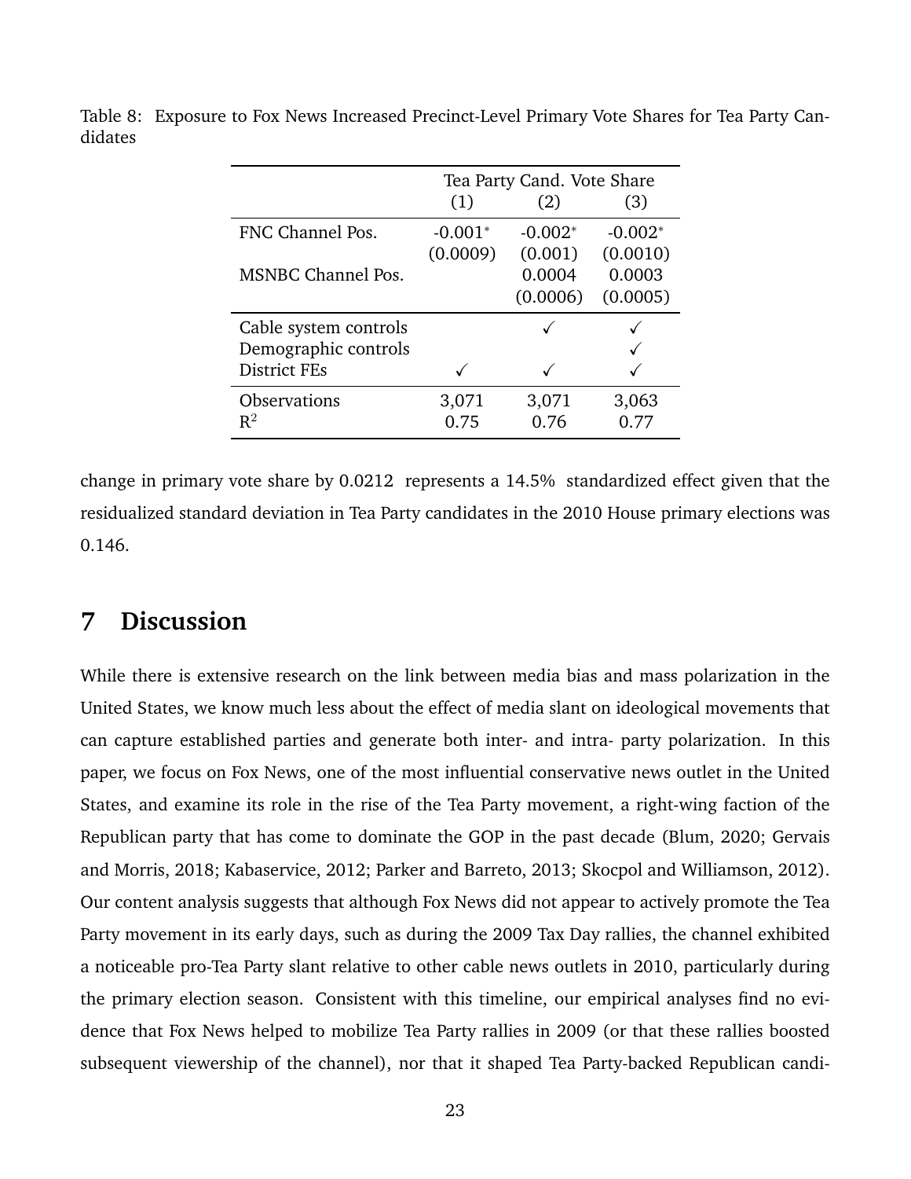Table 8: Exposure to Fox News Increased Precinct-Level Primary Vote Shares for Tea Party Candidates

| | Tea Party Cand. Vote Share | | |
|---|---|---|---|
| | (1) | (2) | (3) |
| FNC Channel Pos. | -0.001* | -0.002* | -0.002* |
| | (0.0009) | (0.001) | (0.0010) |
| MSNBC Channel Pos. | | 0.0004 | 0.0003 |
| | | (0.0006) | (0.0005) |
| Cable system controls | | ✓ | ✓ |
| Demographic controls | | | ✓ |
| District FEs | ✓ | ✓ | ✓ |
| Observations | 3,071 | 3,071 | 3,063 |
| $R^2$ | 0.75 | 0.76 | 0.77 |

change in primary vote share by 0.0212 represents a 14.5% standardized effect given that the residualized standard deviation in Tea Party candidates in the 2010 House primary elections was 0.146.

## 7 Discussion

While there is extensive research on the link between media bias and mass polarization in the United States, we know much less about the effect of media slant on ideological movements that can capture established parties and generate both inter- and intra- party polarization. In this paper, we focus on Fox News, one of the most influential conservative news outlet in the United States, and examine its role in the rise of the Tea Party movement, a right-wing faction of the Republican party that has come to dominate the GOP in the past decade (Blum, 2020; Gervais and Morris, 2018; Kabaservice, 2012; Parker and Barreto, 2013; Skocpol and Williamson, 2012). Our content analysis suggests that although Fox News did not appear to actively promote the Tea Party movement in its early days, such as during the 2009 Tax Day rallies, the channel exhibited a noticeable pro-Tea Party slant relative to other cable news outlets in 2010, particularly during the primary election season. Consistent with this timeline, our empirical analyses find no evidence that Fox News helped to mobilize Tea Party rallies in 2009 (or that these rallies boosted subsequent viewership of the channel), nor that it shaped Tea Party-backed Republican candi-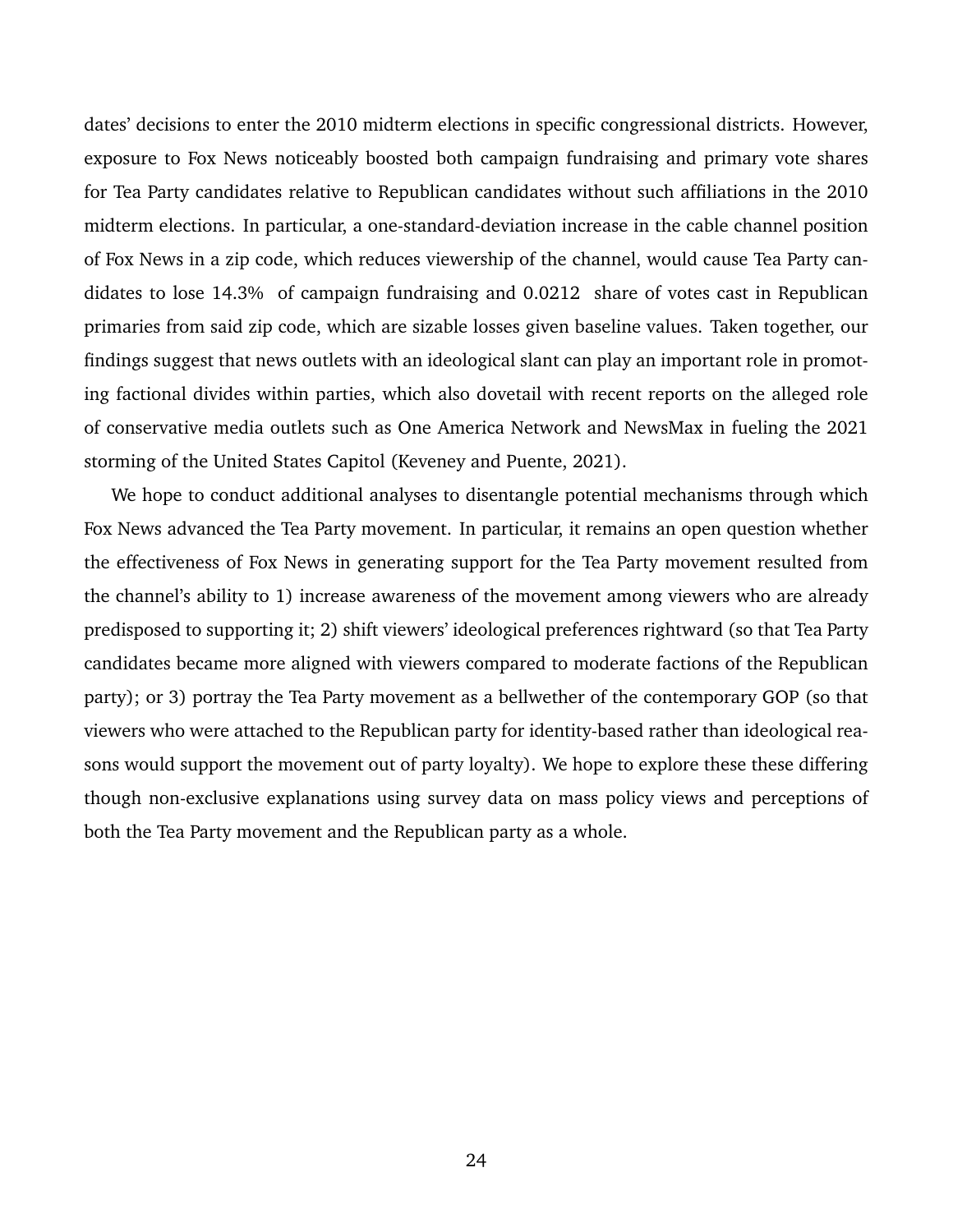dates' decisions to enter the 2010 midterm elections in specific congressional districts. However, exposure to Fox News noticeably boosted both campaign fundraising and primary vote shares for Tea Party candidates relative to Republican candidates without such affiliations in the 2010 midterm elections. In particular, a one-standard-deviation increase in the cable channel position of Fox News in a zip code, which reduces viewership of the channel, would cause Tea Party candidates to lose 14.3% of campaign fundraising and 0.0212 share of votes cast in Republican primaries from said zip code, which are sizable losses given baseline values. Taken together, our findings suggest that news outlets with an ideological slant can play an important role in promoting factional divides within parties, which also dovetail with recent reports on the alleged role of conservative media outlets such as One America Network and NewsMax in fueling the 2021 storming of the United States Capitol (Keveney and Puente, 2021).

We hope to conduct additional analyses to disentangle potential mechanisms through which Fox News advanced the Tea Party movement. In particular, it remains an open question whether the effectiveness of Fox News in generating support for the Tea Party movement resulted from the channel's ability to 1) increase awareness of the movement among viewers who are already predisposed to supporting it; 2) shift viewers' ideological preferences rightward (so that Tea Party candidates became more aligned with viewers compared to moderate factions of the Republican party); or 3) portray the Tea Party movement as a bellwether of the contemporary GOP (so that viewers who were attached to the Republican party for identity-based rather than ideological reasons would support the movement out of party loyalty). We hope to explore these these differing though non-exclusive explanations using survey data on mass policy views and perceptions of both the Tea Party movement and the Republican party as a whole.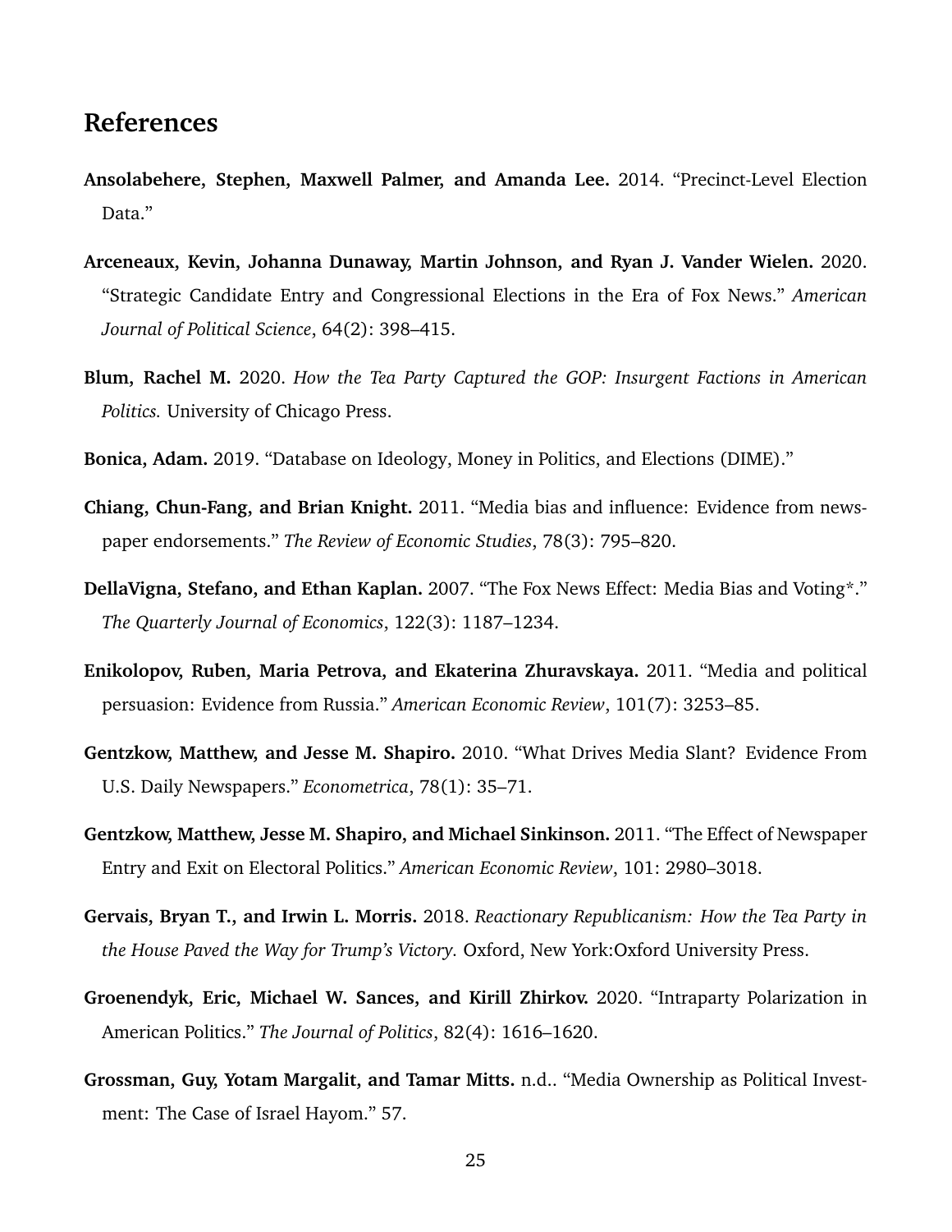## References

**Ansolabehere, Stephen, Maxwell Palmer, and Amanda Lee.** 2014. "Precinct-Level Election Data."

**Arceneaux, Kevin, Johanna Dunaway, Martin Johnson, and Ryan J. Vander Wielen.** 2020. "Strategic Candidate Entry and Congressional Elections in the Era of Fox News." *American Journal of Political Science*, 64(2): 398–415.

**Blum, Rachel M.** 2020. *How the Tea Party Captured the GOP: Insurgent Factions in American Politics.* University of Chicago Press.

**Bonica, Adam.** 2019. "Database on Ideology, Money in Politics, and Elections (DIME)."

**Chiang, Chun-Fang, and Brian Knight.** 2011. "Media bias and influence: Evidence from newspaper endorsements." *The Review of Economic Studies*, 78(3): 795–820.

**DellaVigna, Stefano, and Ethan Kaplan.** 2007. "The Fox News Effect: Media Bias and Voting*." *The Quarterly Journal of Economics*, 122(3): 1187–1234.

**Enikolopov, Ruben, Maria Petrova, and Ekaterina Zhuravskaya.** 2011. "Media and political persuasion: Evidence from Russia." *American Economic Review*, 101(7): 3253–85.

**Gentzkow, Matthew, and Jesse M. Shapiro.** 2010. "What Drives Media Slant? Evidence From U.S. Daily Newspapers." *Econometrica*, 78(1): 35–71.

**Gentzkow, Matthew, Jesse M. Shapiro, and Michael Sinkinson.** 2011. "The Effect of Newspaper Entry and Exit on Electoral Politics." *American Economic Review*, 101: 2980–3018.

**Gervais, Bryan T., and Irwin L. Morris.** 2018. *Reactionary Republicanism: How the Tea Party in the House Paved the Way for Trump's Victory.* Oxford, New York:Oxford University Press.

**Groenendyk, Eric, Michael W. Sances, and Kirill Zhirkov.** 2020. "Intraparty Polarization in American Politics." *The Journal of Politics*, 82(4): 1616–1620.

**Grossman, Guy, Yotam Margalit, and Tamar Mitts.** n.d.. "Media Ownership as Political Investment: The Case of Israel Hayom." 57.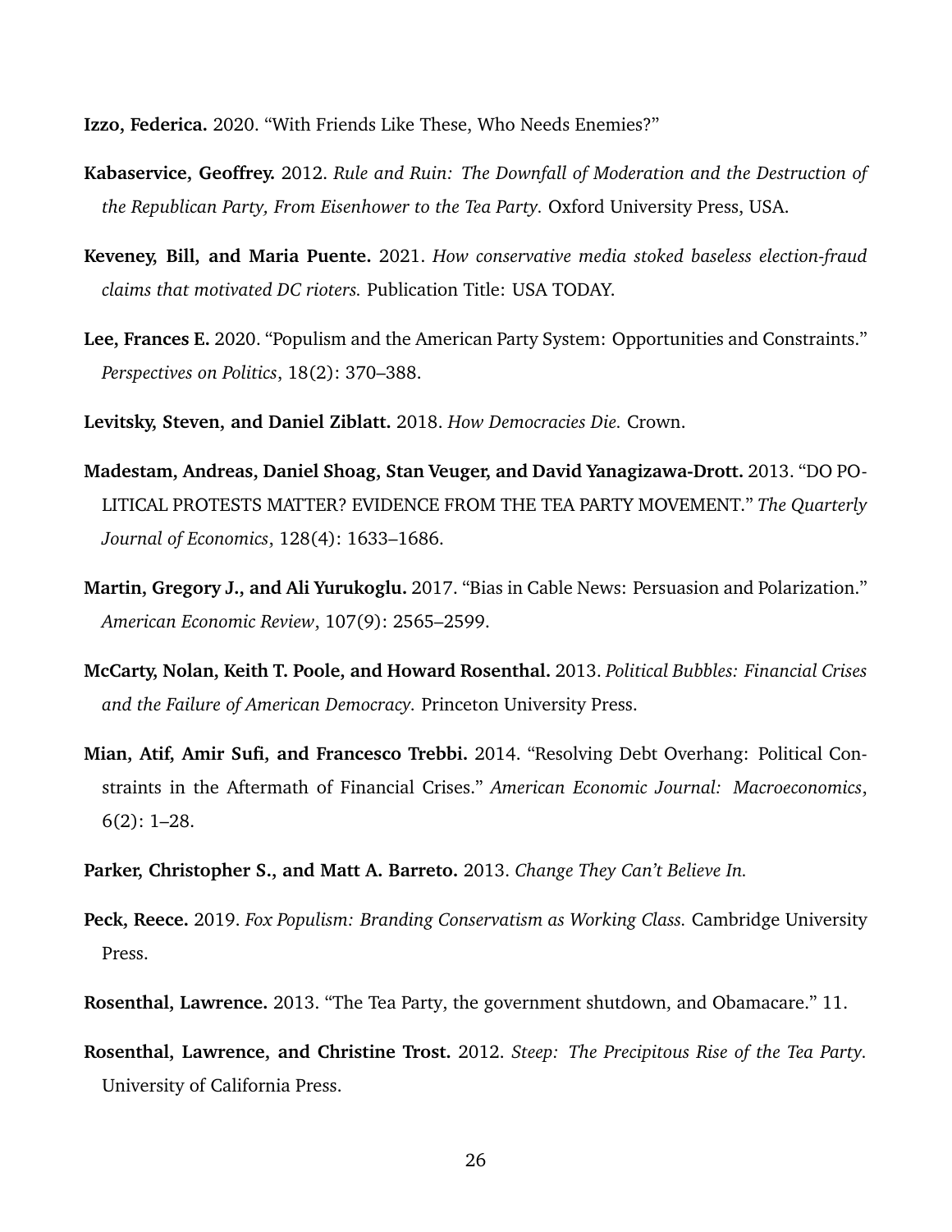**Izzo, Federica.** 2020. "With Friends Like These, Who Needs Enemies?"

**Kabaservice, Geoffrey.** 2012. *Rule and Ruin: The Downfall of Moderation and the Destruction of the Republican Party, From Eisenhower to the Tea Party.* Oxford University Press, USA.

**Keveney, Bill, and Maria Puente.** 2021. *How conservative media stoked baseless election-fraud claims that motivated DC rioters.* Publication Title: USA TODAY.

**Lee, Frances E.** 2020. "Populism and the American Party System: Opportunities and Constraints." *Perspectives on Politics*, 18(2): 370–388.

**Levitsky, Steven, and Daniel Ziblatt.** 2018. *How Democracies Die.* Crown.

**Madestam, Andreas, Daniel Shoag, Stan Veuger, and David Yanagizawa-Drott.** 2013. "DO POLITICAL PROTESTS MATTER? EVIDENCE FROM THE TEA PARTY MOVEMENT." *The Quarterly Journal of Economics*, 128(4): 1633–1686.

**Martin, Gregory J., and Ali Yurukoglu.** 2017. "Bias in Cable News: Persuasion and Polarization." *American Economic Review*, 107(9): 2565–2599.

**McCarty, Nolan, Keith T. Poole, and Howard Rosenthal.** 2013. *Political Bubbles: Financial Crises and the Failure of American Democracy.* Princeton University Press.

**Mian, Atif, Amir Sufi, and Francesco Trebbi.** 2014. "Resolving Debt Overhang: Political Constraints in the Aftermath of Financial Crises." *American Economic Journal: Macroeconomics*, 6(2): 1–28.

**Parker, Christopher S., and Matt A. Barreto.** 2013. *Change They Can't Believe In.*

**Peck, Reece.** 2019. *Fox Populism: Branding Conservatism as Working Class.* Cambridge University Press.

**Rosenthal, Lawrence.** 2013. "The Tea Party, the government shutdown, and Obamacare." 11.

**Rosenthal, Lawrence, and Christine Trost.** 2012. *Steep: The Precipitous Rise of the Tea Party.* University of California Press.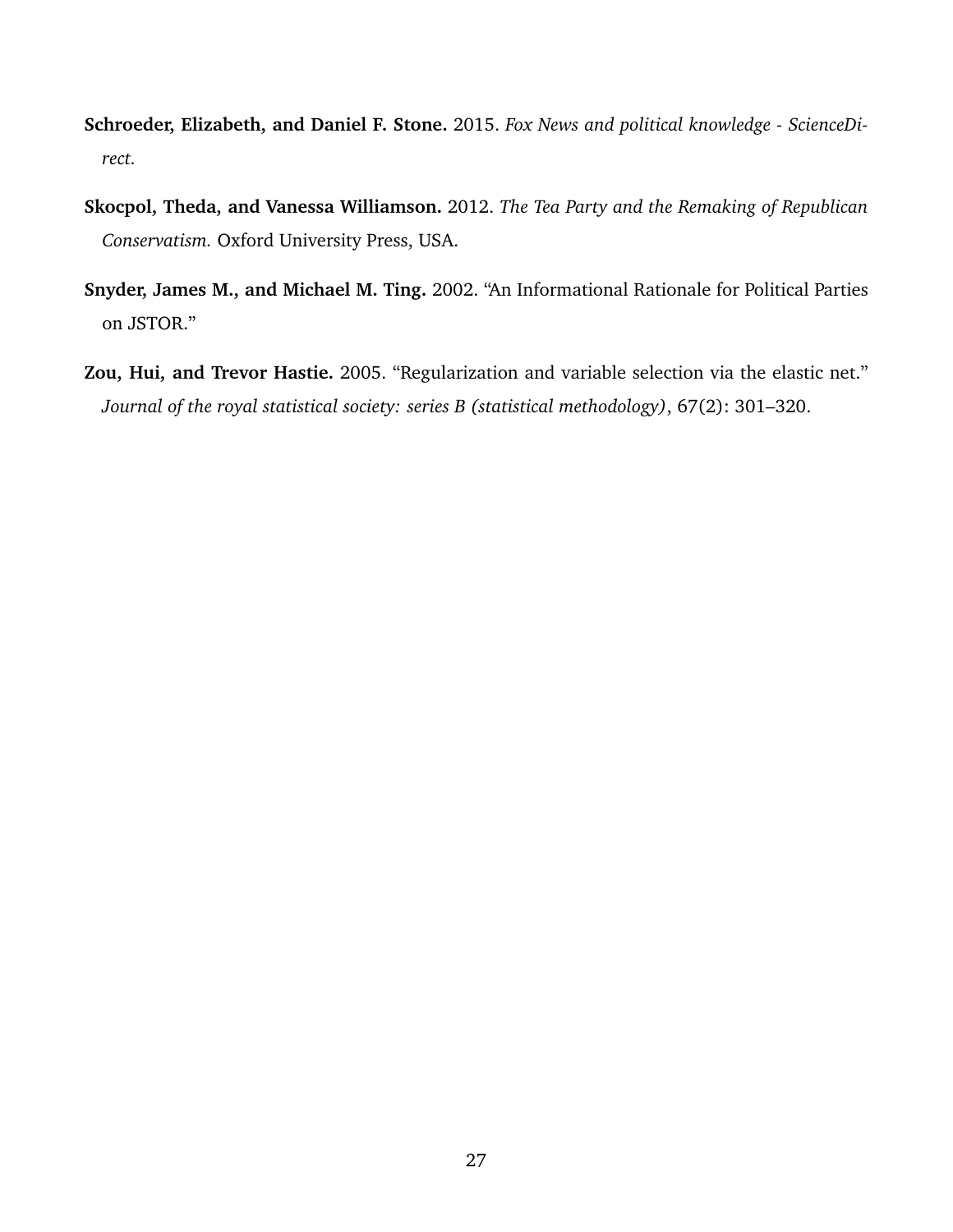**Schroeder, Elizabeth, and Daniel F. Stone.** 2015. *Fox News and political knowledge - ScienceDirect.*

**Skocpol, Theda, and Vanessa Williamson.** 2012. *The Tea Party and the Remaking of Republican Conservatism.* Oxford University Press, USA.

**Snyder, James M., and Michael M. Ting.** 2002. "An Informational Rationale for Political Parties on JSTOR."

**Zou, Hui, and Trevor Hastie.** 2005. "Regularization and variable selection via the elastic net." *Journal of the royal statistical society: series B (statistical methodology)*, 67(2): 301–320.